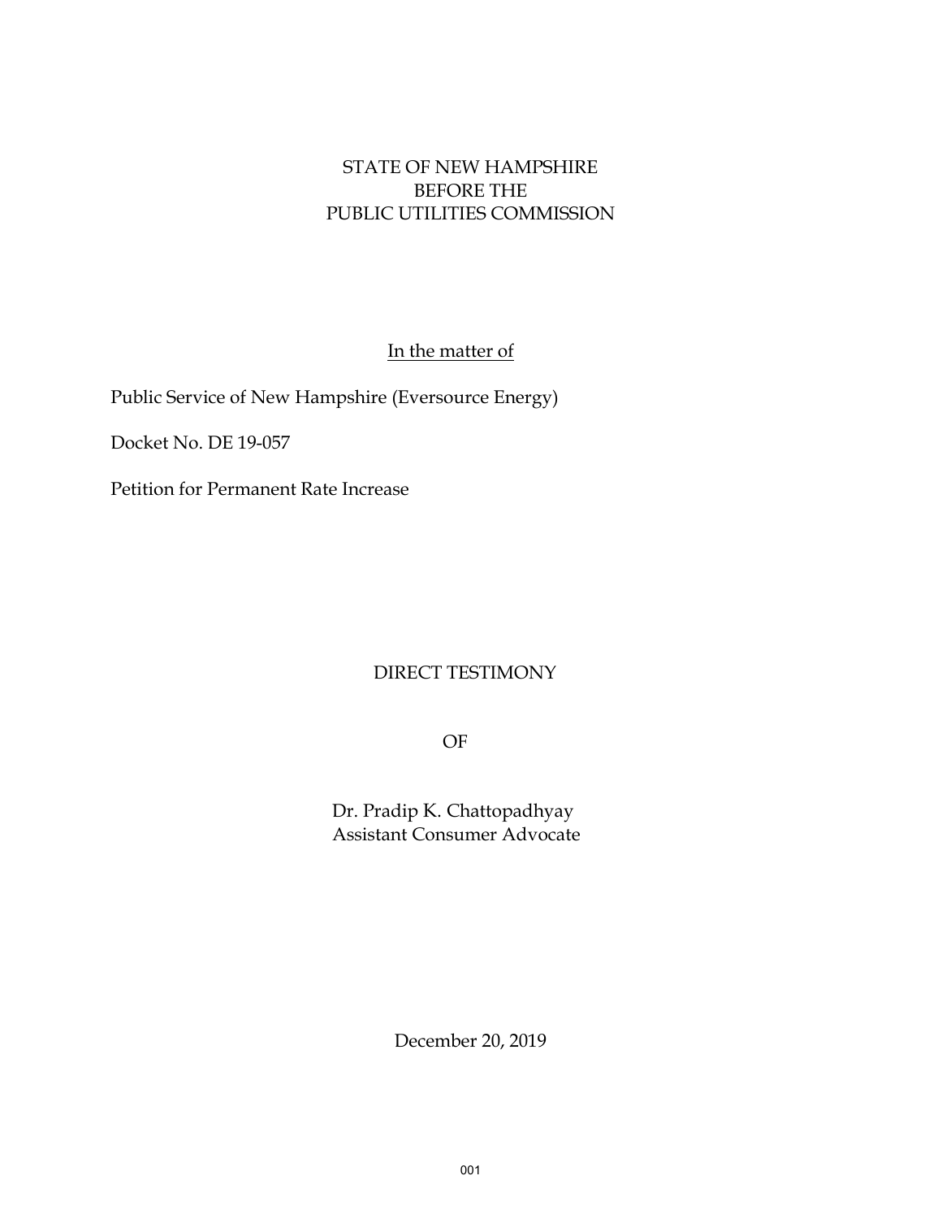STATE OF NEW HAMPSHIRE
BEFORE THE
PUBLIC UTILITIES COMMISSION

In the matter of

Public Service of New Hampshire (Eversource Energy)

Docket No. DE 19-057

Petition for Permanent Rate Increase

DIRECT TESTIMONY

OF

Dr. Pradip K. Chattopadhyay
Assistant Consumer Advocate

December 20, 2019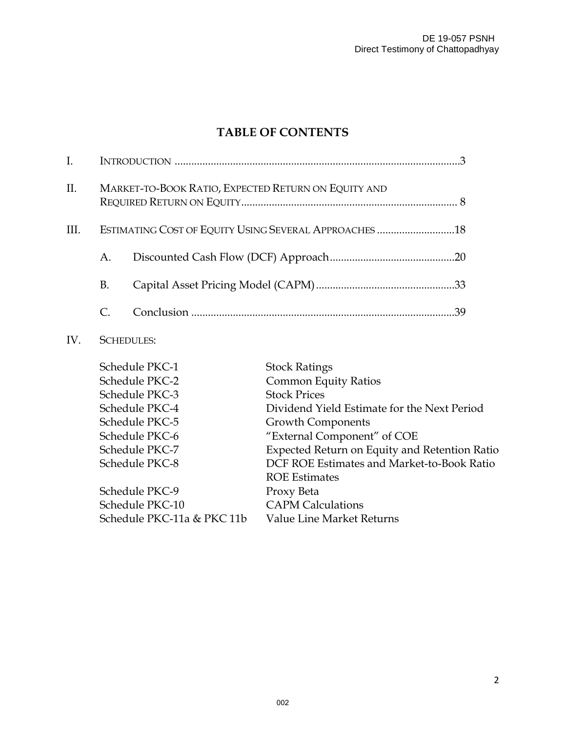# TABLE OF CONTENTS

I. INTRODUCTION ....................................................................................................3

II. MARKET-TO-BOOK RATIO, EXPECTED RETURN ON EQUITY AND REQUIRED RETURN ON EQUITY........................................................................... 8

III. ESTIMATING COST OF EQUITY USING SEVERAL APPROACHES ............................18

- A. Discounted Cash Flow (DCF) Approach.............................................20
- B. Capital Asset Pricing Model (CAPM)..................................................33
- C. Conclusion ..............................................................................................39

IV. SCHEDULES:

| | |
|---|---|
| Schedule PKC-1 | Stock Ratings |
| Schedule PKC-2 | Common Equity Ratios |
| Schedule PKC-3 | Stock Prices |
| Schedule PKC-4 | Dividend Yield Estimate for the Next Period |
| Schedule PKC-5 | Growth Components |
| Schedule PKC-6 | "External Component" of COE |
| Schedule PKC-7 | Expected Return on Equity and Retention Ratio |
| Schedule PKC-8 | DCF ROE Estimates and Market-to-Book Ratio ROE Estimates |
| Schedule PKC-9 | Proxy Beta |
| Schedule PKC-10 | CAPM Calculations |
| Schedule PKC-11a & PKC 11b | Value Line Market Returns |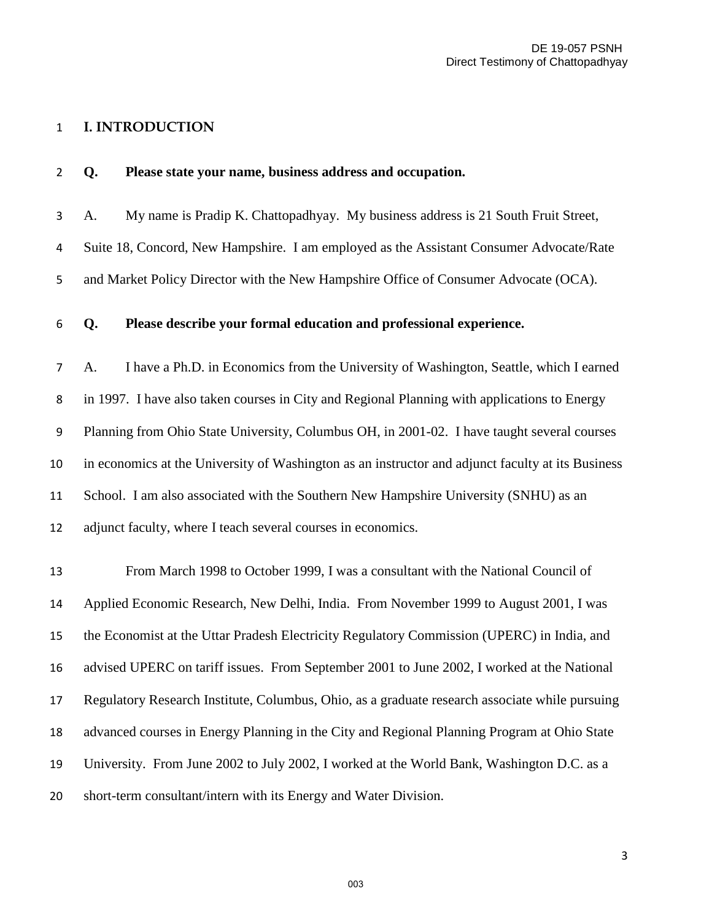## I. INTRODUCTION

**Q. Please state your name, business address and occupation.**

A. My name is Pradip K. Chattopadhyay. My business address is 21 South Fruit Street, Suite 18, Concord, New Hampshire. I am employed as the Assistant Consumer Advocate/Rate and Market Policy Director with the New Hampshire Office of Consumer Advocate (OCA).

**Q. Please describe your formal education and professional experience.**

A. I have a Ph.D. in Economics from the University of Washington, Seattle, which I earned in 1997. I have also taken courses in City and Regional Planning with applications to Energy Planning from Ohio State University, Columbus OH, in 2001-02. I have taught several courses in economics at the University of Washington as an instructor and adjunct faculty at its Business School. I am also associated with the Southern New Hampshire University (SNHU) as an adjunct faculty, where I teach several courses in economics.

From March 1998 to October 1999, I was a consultant with the National Council of Applied Economic Research, New Delhi, India. From November 1999 to August 2001, I was the Economist at the Uttar Pradesh Electricity Regulatory Commission (UPERC) in India, and advised UPERC on tariff issues. From September 2001 to June 2002, I worked at the National Regulatory Research Institute, Columbus, Ohio, as a graduate research associate while pursuing advanced courses in Energy Planning in the City and Regional Planning Program at Ohio State University. From June 2002 to July 2002, I worked at the World Bank, Washington D.C. as a short-term consultant/intern with its Energy and Water Division.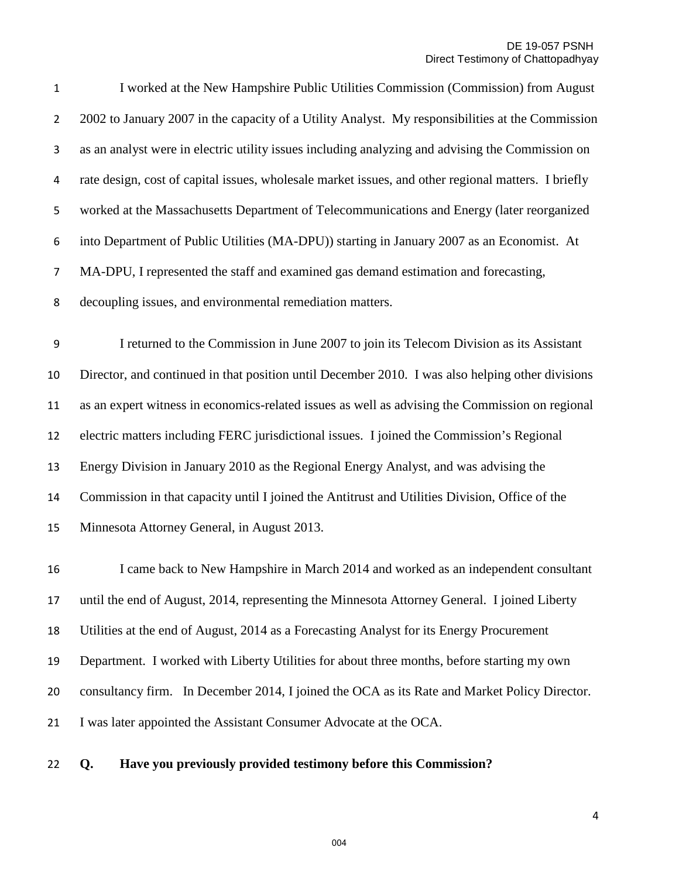I worked at the New Hampshire Public Utilities Commission (Commission) from August 2002 to January 2007 in the capacity of a Utility Analyst. My responsibilities at the Commission as an analyst were in electric utility issues including analyzing and advising the Commission on rate design, cost of capital issues, wholesale market issues, and other regional matters. I briefly worked at the Massachusetts Department of Telecommunications and Energy (later reorganized into Department of Public Utilities (MA-DPU)) starting in January 2007 as an Economist. At MA-DPU, I represented the staff and examined gas demand estimation and forecasting, decoupling issues, and environmental remediation matters.

I returned to the Commission in June 2007 to join its Telecom Division as its Assistant Director, and continued in that position until December 2010. I was also helping other divisions as an expert witness in economics-related issues as well as advising the Commission on regional electric matters including FERC jurisdictional issues. I joined the Commission's Regional Energy Division in January 2010 as the Regional Energy Analyst, and was advising the Commission in that capacity until I joined the Antitrust and Utilities Division, Office of the Minnesota Attorney General, in August 2013.

I came back to New Hampshire in March 2014 and worked as an independent consultant until the end of August, 2014, representing the Minnesota Attorney General. I joined Liberty Utilities at the end of August, 2014 as a Forecasting Analyst for its Energy Procurement Department. I worked with Liberty Utilities for about three months, before starting my own consultancy firm. In December 2014, I joined the OCA as its Rate and Market Policy Director. I was later appointed the Assistant Consumer Advocate at the OCA.

**Q. Have you previously provided testimony before this Commission?**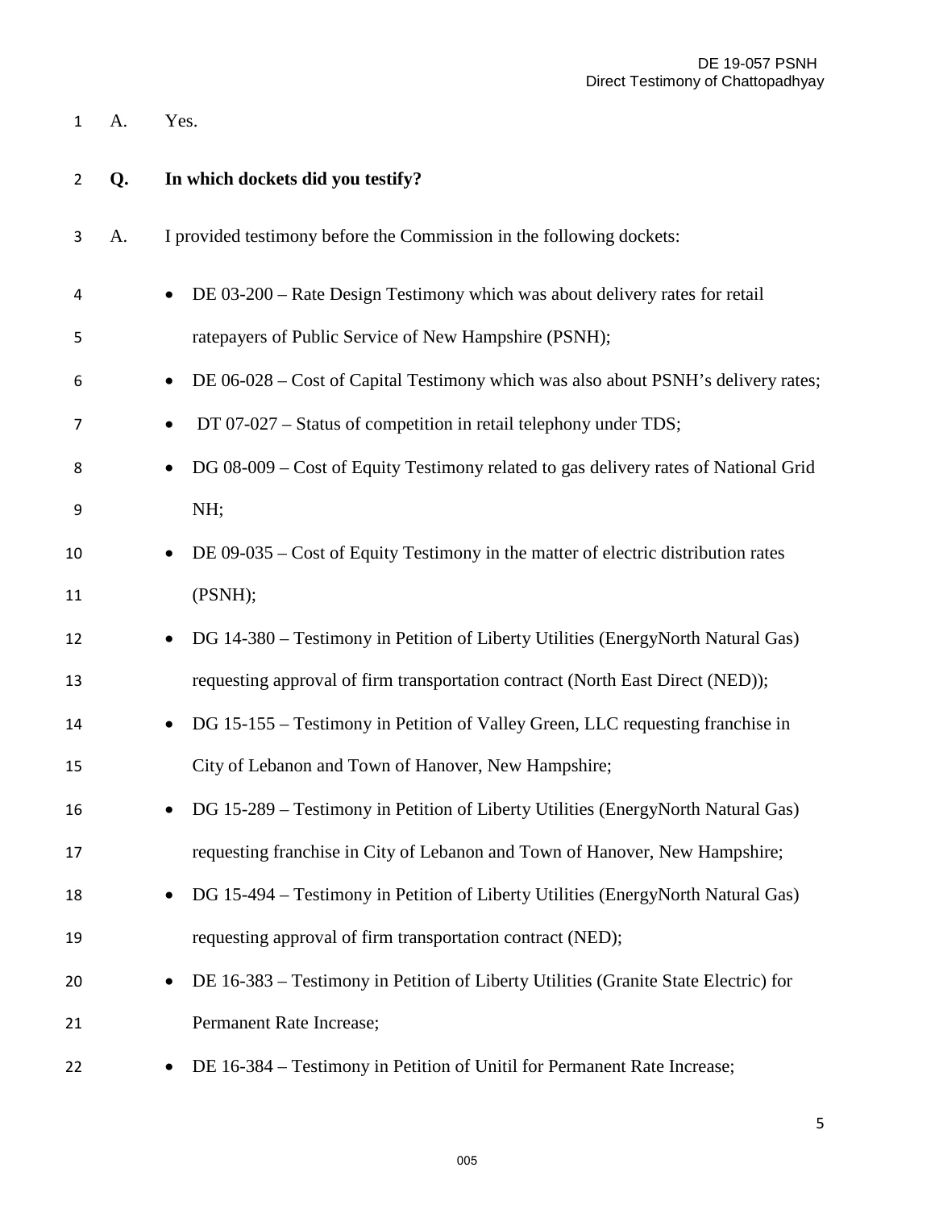A. Yes.

**Q. In which dockets did you testify?**

A. I provided testimony before the Commission in the following dockets:

- DE 03-200 – Rate Design Testimony which was about delivery rates for retail ratepayers of Public Service of New Hampshire (PSNH);
- DE 06-028 – Cost of Capital Testimony which was also about PSNH's delivery rates;
- DT 07-027 – Status of competition in retail telephony under TDS;
- DG 08-009 – Cost of Equity Testimony related to gas delivery rates of National Grid NH;
- DE 09-035 – Cost of Equity Testimony in the matter of electric distribution rates (PSNH);
- DG 14-380 – Testimony in Petition of Liberty Utilities (EnergyNorth Natural Gas) requesting approval of firm transportation contract (North East Direct (NED));
- DG 15-155 – Testimony in Petition of Valley Green, LLC requesting franchise in City of Lebanon and Town of Hanover, New Hampshire;
- DG 15-289 – Testimony in Petition of Liberty Utilities (EnergyNorth Natural Gas) requesting franchise in City of Lebanon and Town of Hanover, New Hampshire;
- DG 15-494 – Testimony in Petition of Liberty Utilities (EnergyNorth Natural Gas) requesting approval of firm transportation contract (NED);
- DE 16-383 – Testimony in Petition of Liberty Utilities (Granite State Electric) for Permanent Rate Increase;
- DE 16-384 – Testimony in Petition of Unitil for Permanent Rate Increase;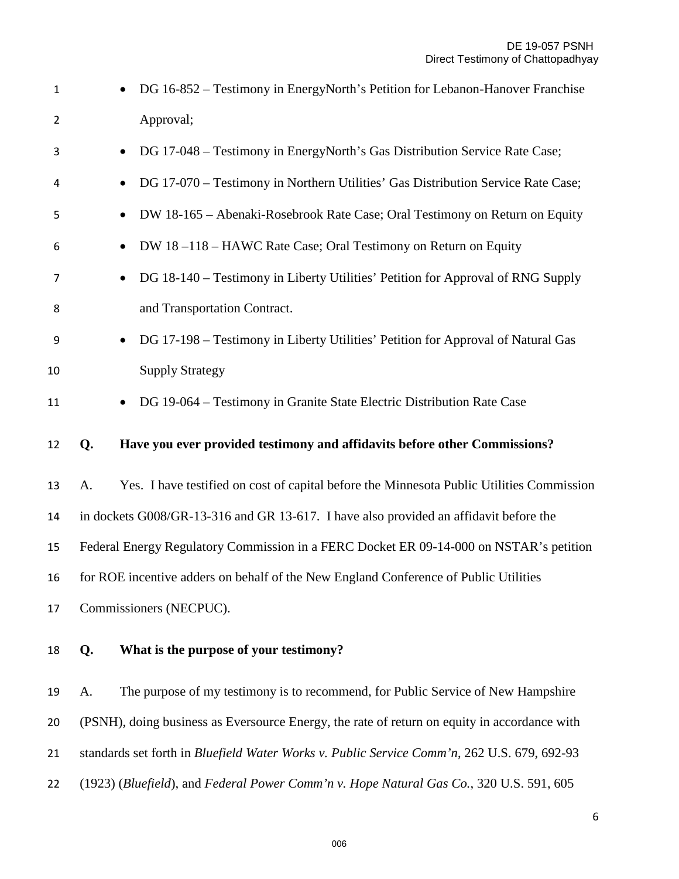- DG 16-852 – Testimony in EnergyNorth's Petition for Lebanon-Hanover Franchise Approval;
- DG 17-048 – Testimony in EnergyNorth's Gas Distribution Service Rate Case;
- DG 17-070 – Testimony in Northern Utilities' Gas Distribution Service Rate Case;
- DW 18-165 – Abenaki-Rosebrook Rate Case; Oral Testimony on Return on Equity
- DW 18 –118 – HAWC Rate Case; Oral Testimony on Return on Equity
- DG 18-140 – Testimony in Liberty Utilities' Petition for Approval of RNG Supply and Transportation Contract.
- DG 17-198 – Testimony in Liberty Utilities' Petition for Approval of Natural Gas Supply Strategy
- DG 19-064 – Testimony in Granite State Electric Distribution Rate Case

**Q. Have you ever provided testimony and affidavits before other Commissions?**

A. Yes. I have testified on cost of capital before the Minnesota Public Utilities Commission in dockets G008/GR-13-316 and GR 13-617. I have also provided an affidavit before the Federal Energy Regulatory Commission in a FERC Docket ER 09-14-000 on NSTAR's petition for ROE incentive adders on behalf of the New England Conference of Public Utilities Commissioners (NECPUC).

**Q. What is the purpose of your testimony?**

A. The purpose of my testimony is to recommend, for Public Service of New Hampshire (PSNH), doing business as Eversource Energy, the rate of return on equity in accordance with standards set forth in *Bluefield Water Works v. Public Service Comm'n*, 262 U.S. 679, 692-93 (1923) (*Bluefield*), and *Federal Power Comm'n v. Hope Natural Gas Co.*, 320 U.S. 591, 605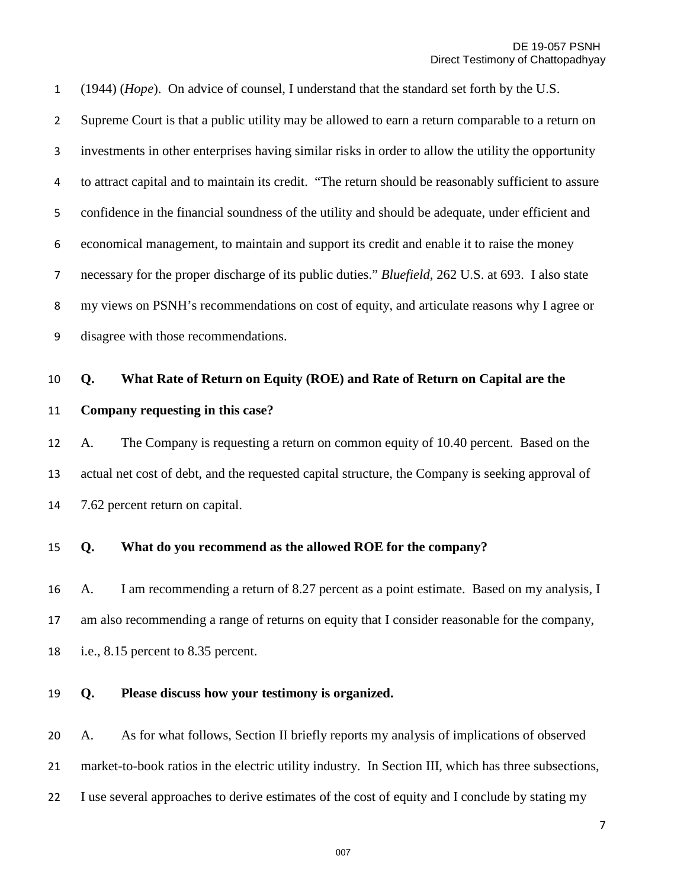(1944) (*Hope*). On advice of counsel, I understand that the standard set forth by the U.S. Supreme Court is that a public utility may be allowed to earn a return comparable to a return on investments in other enterprises having similar risks in order to allow the utility the opportunity to attract capital and to maintain its credit. "The return should be reasonably sufficient to assure confidence in the financial soundness of the utility and should be adequate, under efficient and economical management, to maintain and support its credit and enable it to raise the money necessary for the proper discharge of its public duties." *Bluefield*, 262 U.S. at 693. I also state my views on PSNH's recommendations on cost of equity, and articulate reasons why I agree or disagree with those recommendations.

**Q. What Rate of Return on Equity (ROE) and Rate of Return on Capital are the Company requesting in this case?**

A. The Company is requesting a return on common equity of 10.40 percent. Based on the actual net cost of debt, and the requested capital structure, the Company is seeking approval of 7.62 percent return on capital.

**Q. What do you recommend as the allowed ROE for the company?**

A. I am recommending a return of 8.27 percent as a point estimate. Based on my analysis, I am also recommending a range of returns on equity that I consider reasonable for the company, i.e., 8.15 percent to 8.35 percent.

**Q. Please discuss how your testimony is organized.**

A. As for what follows, Section II briefly reports my analysis of implications of observed market-to-book ratios in the electric utility industry. In Section III, which has three subsections, I use several approaches to derive estimates of the cost of equity and I conclude by stating my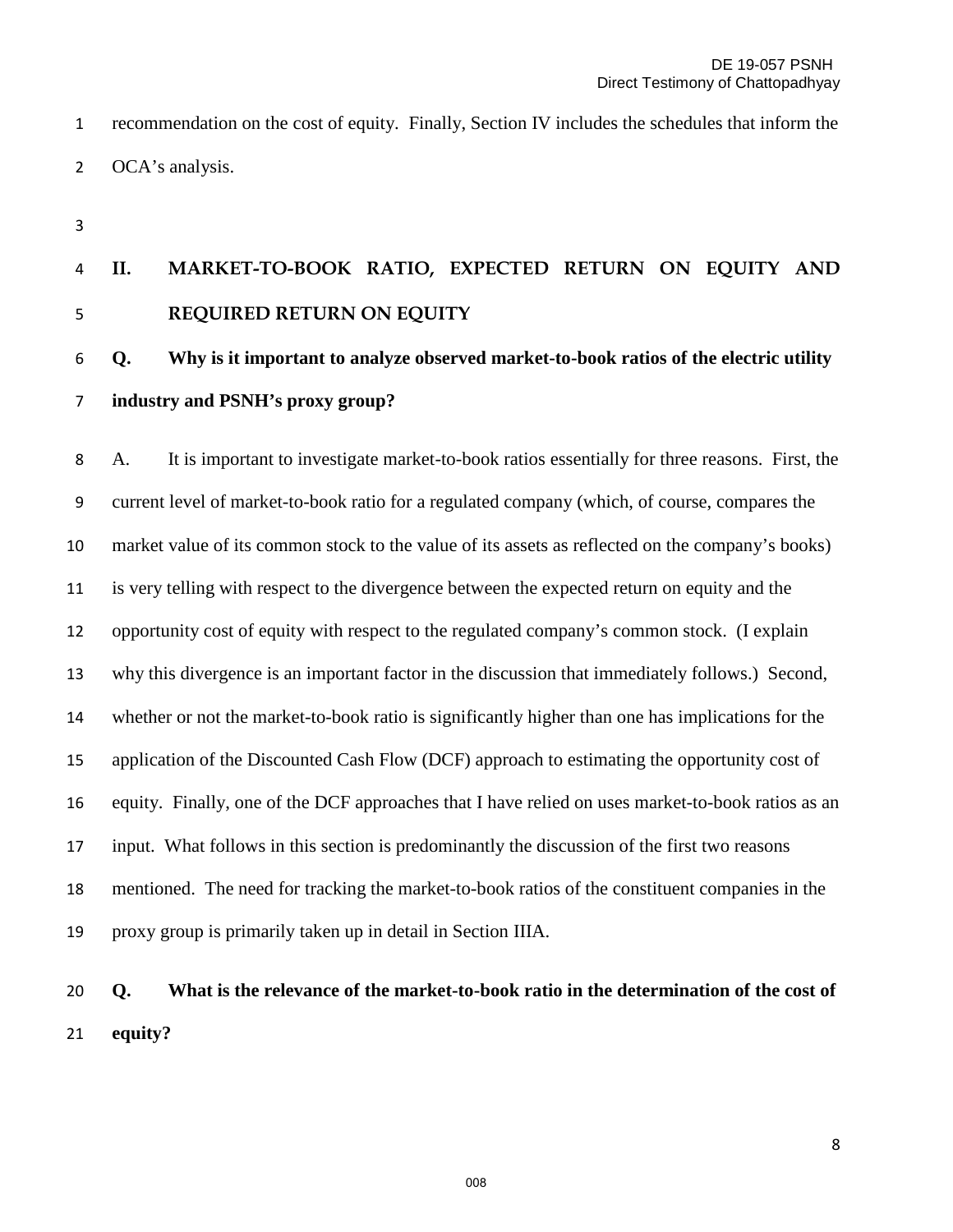recommendation on the cost of equity. Finally, Section IV includes the schedules that inform the OCA's analysis.

## II. MARKET-TO-BOOK RATIO, EXPECTED RETURN ON EQUITY AND REQUIRED RETURN ON EQUITY

**Q. Why is it important to analyze observed market-to-book ratios of the electric utility industry and PSNH's proxy group?**

A. It is important to investigate market-to-book ratios essentially for three reasons. First, the current level of market-to-book ratio for a regulated company (which, of course, compares the market value of its common stock to the value of its assets as reflected on the company's books) is very telling with respect to the divergence between the expected return on equity and the opportunity cost of equity with respect to the regulated company's common stock. (I explain why this divergence is an important factor in the discussion that immediately follows.) Second, whether or not the market-to-book ratio is significantly higher than one has implications for the application of the Discounted Cash Flow (DCF) approach to estimating the opportunity cost of equity. Finally, one of the DCF approaches that I have relied on uses market-to-book ratios as an input. What follows in this section is predominantly the discussion of the first two reasons mentioned. The need for tracking the market-to-book ratios of the constituent companies in the proxy group is primarily taken up in detail in Section IIIA.

**Q. What is the relevance of the market-to-book ratio in the determination of the cost of equity?**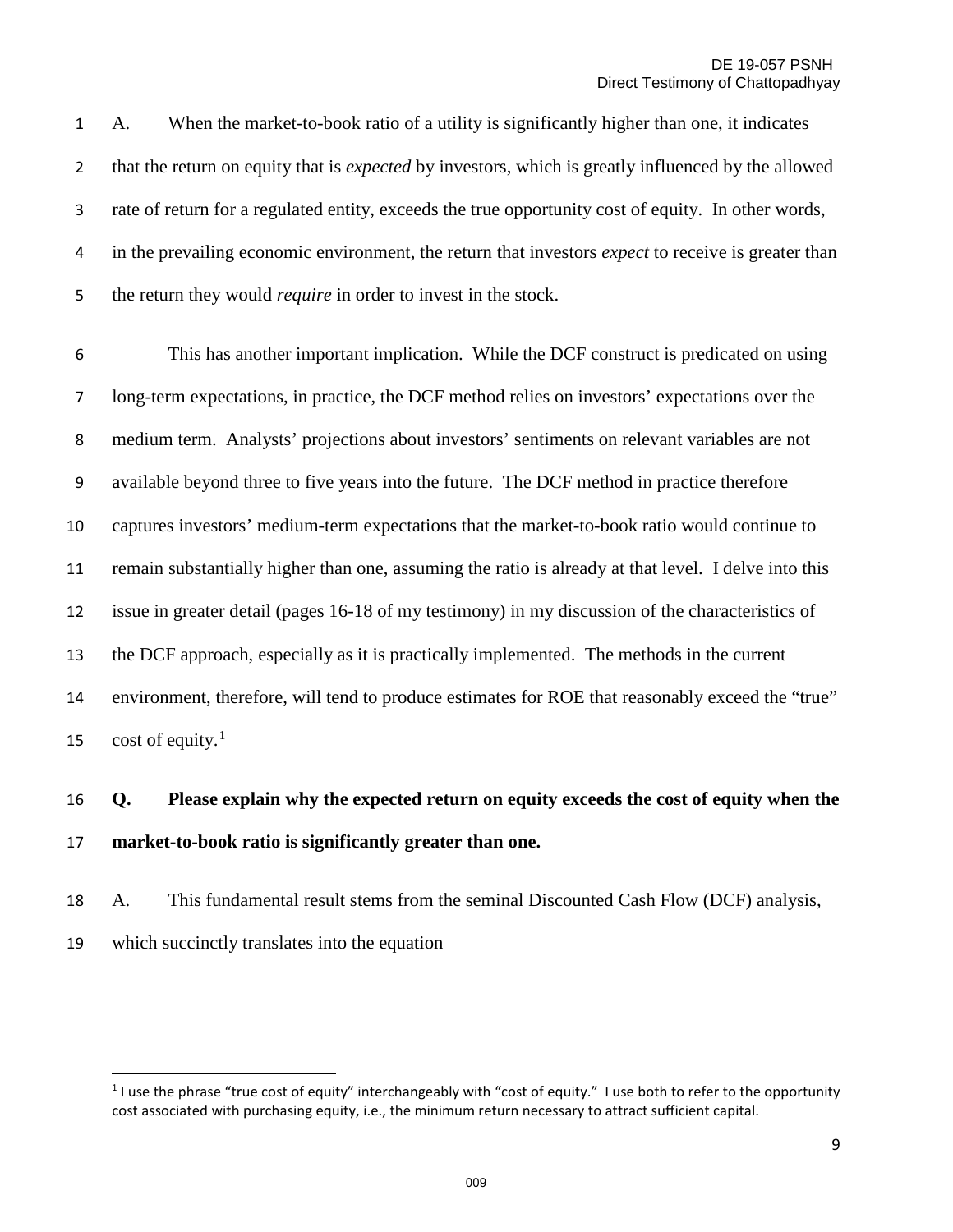A. When the market-to-book ratio of a utility is significantly higher than one, it indicates that the return on equity that is *expected* by investors, which is greatly influenced by the allowed rate of return for a regulated entity, exceeds the true opportunity cost of equity. In other words, in the prevailing economic environment, the return that investors *expect* to receive is greater than the return they would *require* in order to invest in the stock.

This has another important implication. While the DCF construct is predicated on using long-term expectations, in practice, the DCF method relies on investors' expectations over the medium term. Analysts' projections about investors' sentiments on relevant variables are not available beyond three to five years into the future. The DCF method in practice therefore captures investors' medium-term expectations that the market-to-book ratio would continue to remain substantially higher than one, assuming the ratio is already at that level. I delve into this issue in greater detail (pages 16-18 of my testimony) in my discussion of the characteristics of the DCF approach, especially as it is practically implemented. The methods in the current environment, therefore, will tend to produce estimates for ROE that reasonably exceed the "true" cost of equity.[1]

**Q. Please explain why the expected return on equity exceeds the cost of equity when the market-to-book ratio is significantly greater than one.**

A. This fundamental result stems from the seminal Discounted Cash Flow (DCF) analysis, which succinctly translates into the equation

[1] I use the phrase "true cost of equity" interchangeably with "cost of equity." I use both to refer to the opportunity cost associated with purchasing equity, i.e., the minimum return necessary to attract sufficient capital.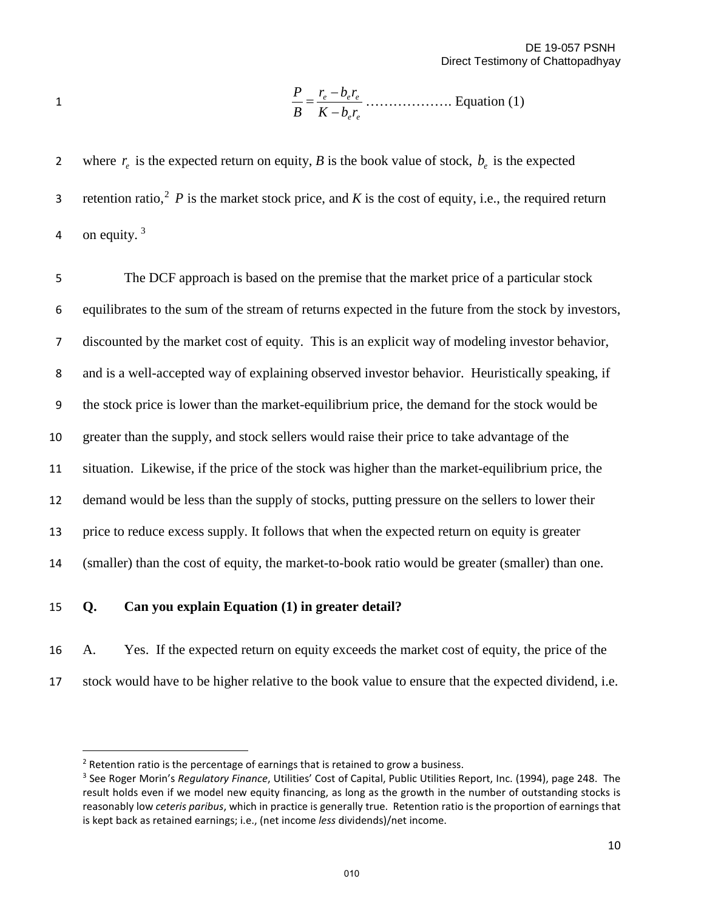$$\frac{P}{B} = \frac{r_e - b_e r_e}{K - b_e r_e} \text{ ………………. Equation (1)}$$

where $r_e$ is the expected return on equity, $B$ is the book value of stock, $b_e$ is the expected retention ratio,[2] $P$ is the market stock price, and $K$ is the cost of equity, i.e., the required return on equity.[3]

The DCF approach is based on the premise that the market price of a particular stock equilibrates to the sum of the stream of returns expected in the future from the stock by investors, discounted by the market cost of equity. This is an explicit way of modeling investor behavior, and is a well-accepted way of explaining observed investor behavior. Heuristically speaking, if the stock price is lower than the market-equilibrium price, the demand for the stock would be greater than the supply, and stock sellers would raise their price to take advantage of the situation. Likewise, if the price of the stock was higher than the market-equilibrium price, the demand would be less than the supply of stocks, putting pressure on the sellers to lower their price to reduce excess supply. It follows that when the expected return on equity is greater (smaller) than the cost of equity, the market-to-book ratio would be greater (smaller) than one.

**Q. Can you explain Equation (1) in greater detail?**

A. Yes. If the expected return on equity exceeds the market cost of equity, the price of the stock would have to be higher relative to the book value to ensure that the expected dividend, i.e.

---

[2] Retention ratio is the percentage of earnings that is retained to grow a business.

[3] See Roger Morin's *Regulatory Finance*, Utilities' Cost of Capital, Public Utilities Report, Inc. (1994), page 248. The result holds even if we model new equity financing, as long as the growth in the number of outstanding stocks is reasonably low *ceteris paribus*, which in practice is generally true. Retention ratio is the proportion of earnings that is kept back as retained earnings; i.e., (net income *less* dividends)/net income.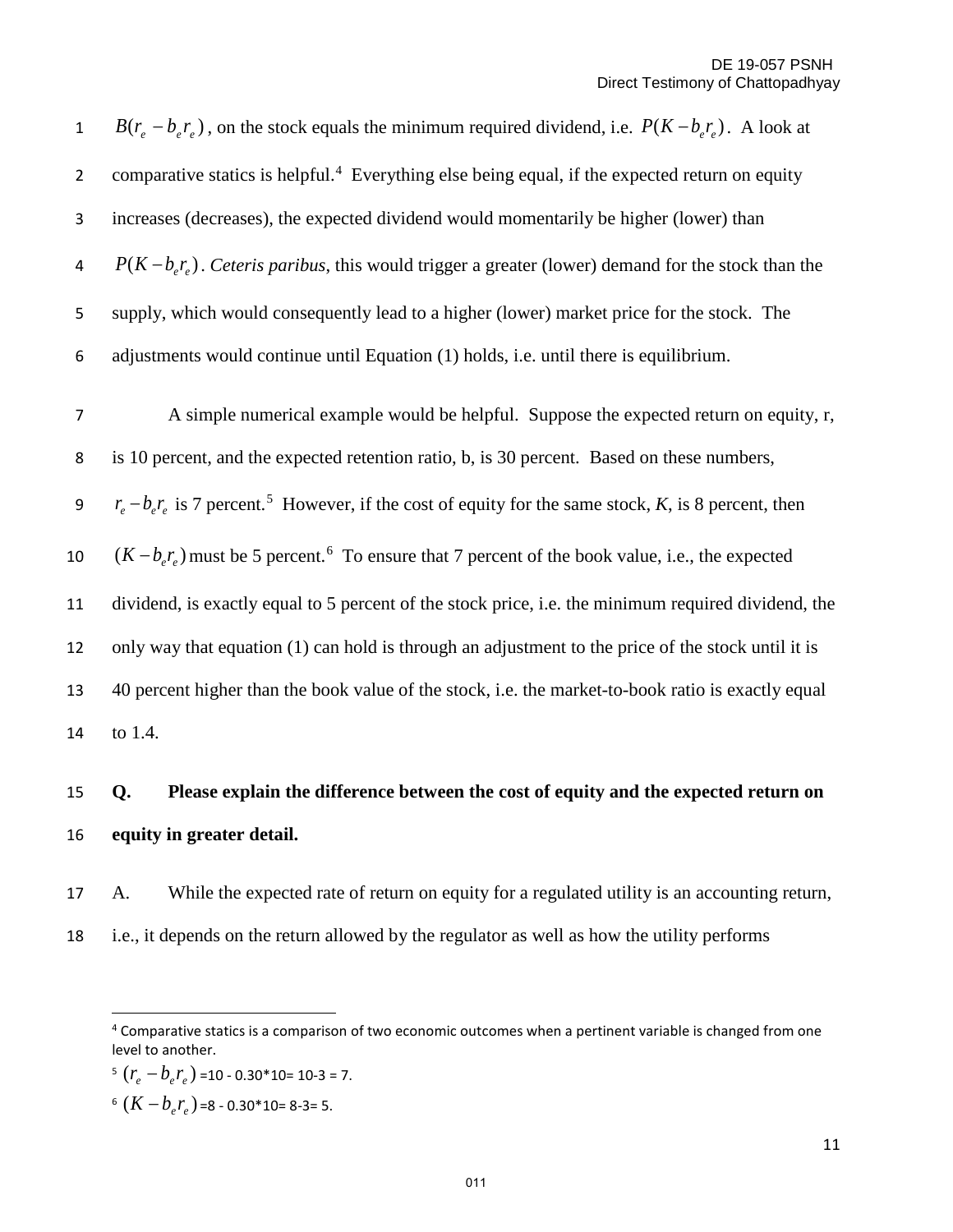$B(r_e - b_e r_e)$, on the stock equals the minimum required dividend, i.e. $P(K - b_e r_e)$. A look at comparative statics is helpful.[4] Everything else being equal, if the expected return on equity increases (decreases), the expected dividend would momentarily be higher (lower) than $P(K - b_e r_e)$. *Ceteris paribus*, this would trigger a greater (lower) demand for the stock than the supply, which would consequently lead to a higher (lower) market price for the stock. The adjustments would continue until Equation (1) holds, i.e. until there is equilibrium.

A simple numerical example would be helpful. Suppose the expected return on equity, r, is 10 percent, and the expected retention ratio, b, is 30 percent. Based on these numbers, $r_e - b_e r_e$ is 7 percent.[5] However, if the cost of equity for the same stock, *K*, is 8 percent, then $(K - b_e r_e)$ must be 5 percent.[6] To ensure that 7 percent of the book value, i.e., the expected dividend, is exactly equal to 5 percent of the stock price, i.e. the minimum required dividend, the only way that equation (1) can hold is through an adjustment to the price of the stock until it is 40 percent higher than the book value of the stock, i.e. the market-to-book ratio is exactly equal to 1.4.

**Q. Please explain the difference between the cost of equity and the expected return on equity in greater detail.**

A. While the expected rate of return on equity for a regulated utility is an accounting return, i.e., it depends on the return allowed by the regulator as well as how the utility performs

---

[4] Comparative statics is a comparison of two economic outcomes when a pertinent variable is changed from one level to another.

[5] $(r_e - b_e r_e)$ =10 - 0.30*10= 10-3 = 7.

[6] $(K - b_e r_e)$ =8 - 0.30*10= 8-3= 5.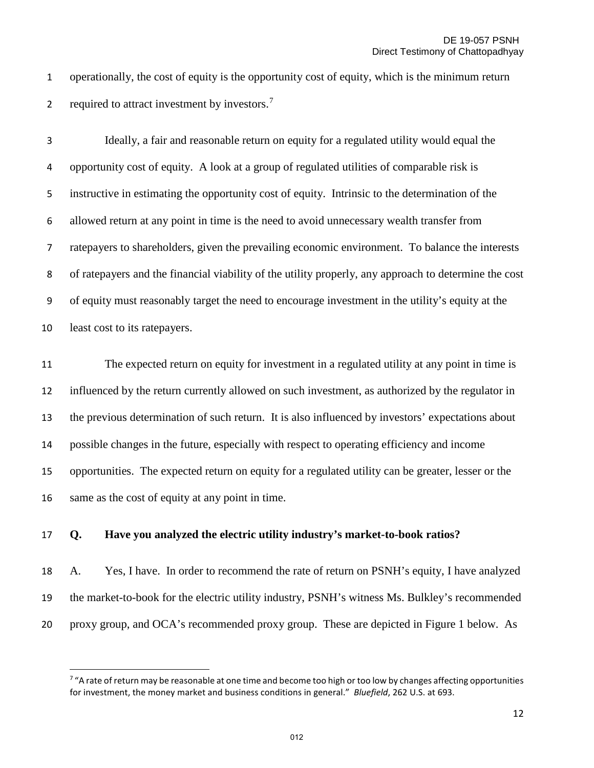operationally, the cost of equity is the opportunity cost of equity, which is the minimum return required to attract investment by investors.[7]

Ideally, a fair and reasonable return on equity for a regulated utility would equal the opportunity cost of equity. A look at a group of regulated utilities of comparable risk is instructive in estimating the opportunity cost of equity. Intrinsic to the determination of the allowed return at any point in time is the need to avoid unnecessary wealth transfer from ratepayers to shareholders, given the prevailing economic environment. To balance the interests of ratepayers and the financial viability of the utility properly, any approach to determine the cost of equity must reasonably target the need to encourage investment in the utility's equity at the least cost to its ratepayers.

The expected return on equity for investment in a regulated utility at any point in time is influenced by the return currently allowed on such investment, as authorized by the regulator in the previous determination of such return. It is also influenced by investors' expectations about possible changes in the future, especially with respect to operating efficiency and income opportunities. The expected return on equity for a regulated utility can be greater, lesser or the same as the cost of equity at any point in time.

**Q. Have you analyzed the electric utility industry's market-to-book ratios?**

A. Yes, I have. In order to recommend the rate of return on PSNH's equity, I have analyzed the market-to-book for the electric utility industry, PSNH's witness Ms. Bulkley's recommended proxy group, and OCA's recommended proxy group. These are depicted in Figure 1 below. As

[7] "A rate of return may be reasonable at one time and become too high or too low by changes affecting opportunities for investment, the money market and business conditions in general." *Bluefield*, 262 U.S. at 693.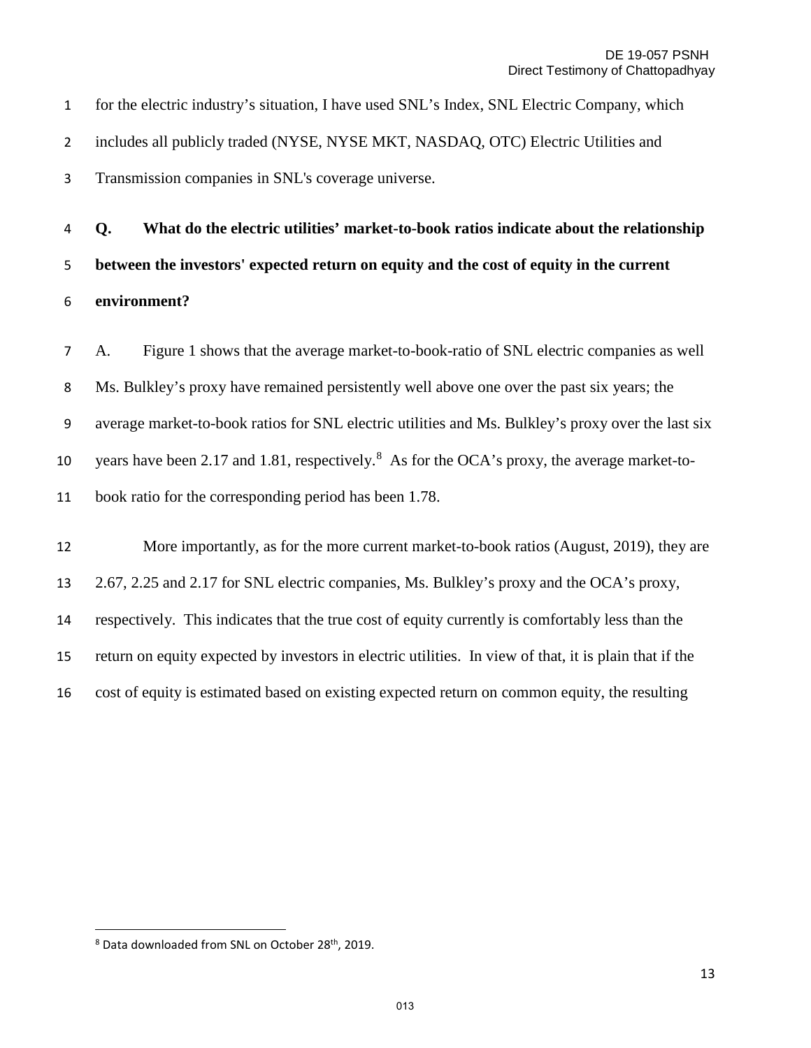for the electric industry's situation, I have used SNL's Index, SNL Electric Company, which includes all publicly traded (NYSE, NYSE MKT, NASDAQ, OTC) Electric Utilities and Transmission companies in SNL's coverage universe.

**Q. What do the electric utilities' market-to-book ratios indicate about the relationship between the investors' expected return on equity and the cost of equity in the current environment?**

A. Figure 1 shows that the average market-to-book-ratio of SNL electric companies as well Ms. Bulkley's proxy have remained persistently well above one over the past six years; the average market-to-book ratios for SNL electric utilities and Ms. Bulkley's proxy over the last six years have been 2.17 and 1.81, respectively.[8] As for the OCA's proxy, the average market-to-book ratio for the corresponding period has been 1.78.

More importantly, as for the more current market-to-book ratios (August, 2019), they are 2.67, 2.25 and 2.17 for SNL electric companies, Ms. Bulkley's proxy and the OCA's proxy, respectively. This indicates that the true cost of equity currently is comfortably less than the return on equity expected by investors in electric utilities. In view of that, it is plain that if the cost of equity is estimated based on existing expected return on common equity, the resulting

[8] Data downloaded from SNL on October 28th, 2019.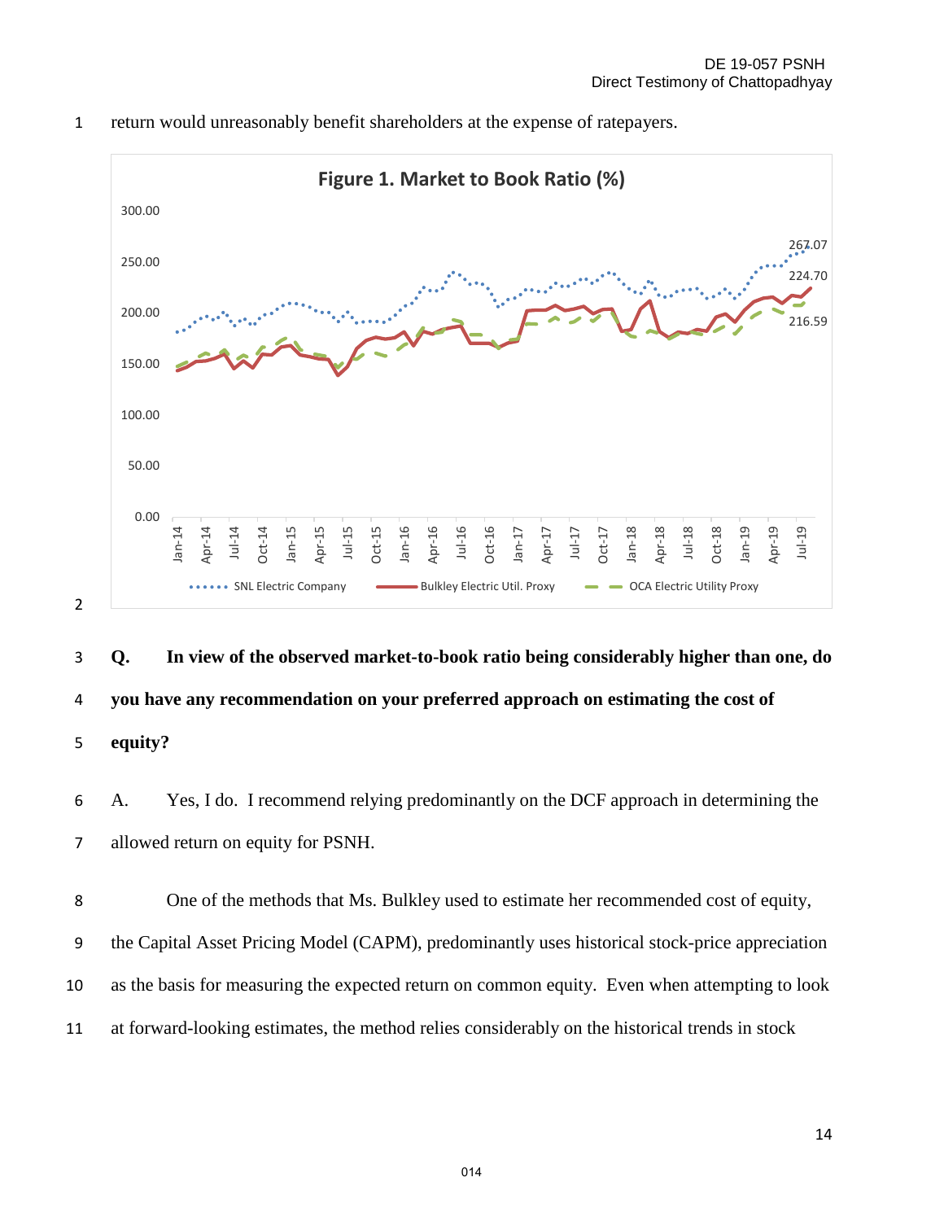return would unreasonably benefit shareholders at the expense of ratepayers.

**Figure 1. Market to Book Ratio (%)**

**Q. In view of the observed market-to-book ratio being considerably higher than one, do you have any recommendation on your preferred approach on estimating the cost of equity?**

A. Yes, I do. I recommend relying predominantly on the DCF approach in determining the allowed return on equity for PSNH.

One of the methods that Ms. Bulkley used to estimate her recommended cost of equity, the Capital Asset Pricing Model (CAPM), predominantly uses historical stock-price appreciation as the basis for measuring the expected return on common equity. Even when attempting to look at forward-looking estimates, the method relies considerably on the historical trends in stock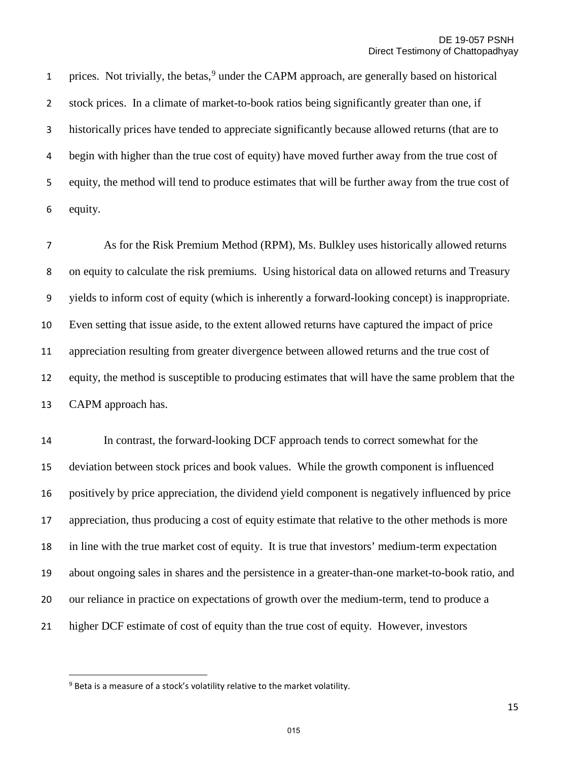prices. Not trivially, the betas,[9] under the CAPM approach, are generally based on historical stock prices. In a climate of market-to-book ratios being significantly greater than one, if historically prices have tended to appreciate significantly because allowed returns (that are to begin with higher than the true cost of equity) have moved further away from the true cost of equity, the method will tend to produce estimates that will be further away from the true cost of equity.

As for the Risk Premium Method (RPM), Ms. Bulkley uses historically allowed returns on equity to calculate the risk premiums. Using historical data on allowed returns and Treasury yields to inform cost of equity (which is inherently a forward-looking concept) is inappropriate. Even setting that issue aside, to the extent allowed returns have captured the impact of price appreciation resulting from greater divergence between allowed returns and the true cost of equity, the method is susceptible to producing estimates that will have the same problem that the CAPM approach has.

In contrast, the forward-looking DCF approach tends to correct somewhat for the deviation between stock prices and book values. While the growth component is influenced positively by price appreciation, the dividend yield component is negatively influenced by price appreciation, thus producing a cost of equity estimate that relative to the other methods is more in line with the true market cost of equity. It is true that investors' medium-term expectation about ongoing sales in shares and the persistence in a greater-than-one market-to-book ratio, and our reliance in practice on expectations of growth over the medium-term, tend to produce a higher DCF estimate of cost of equity than the true cost of equity. However, investors

---

[9] Beta is a measure of a stock's volatility relative to the market volatility.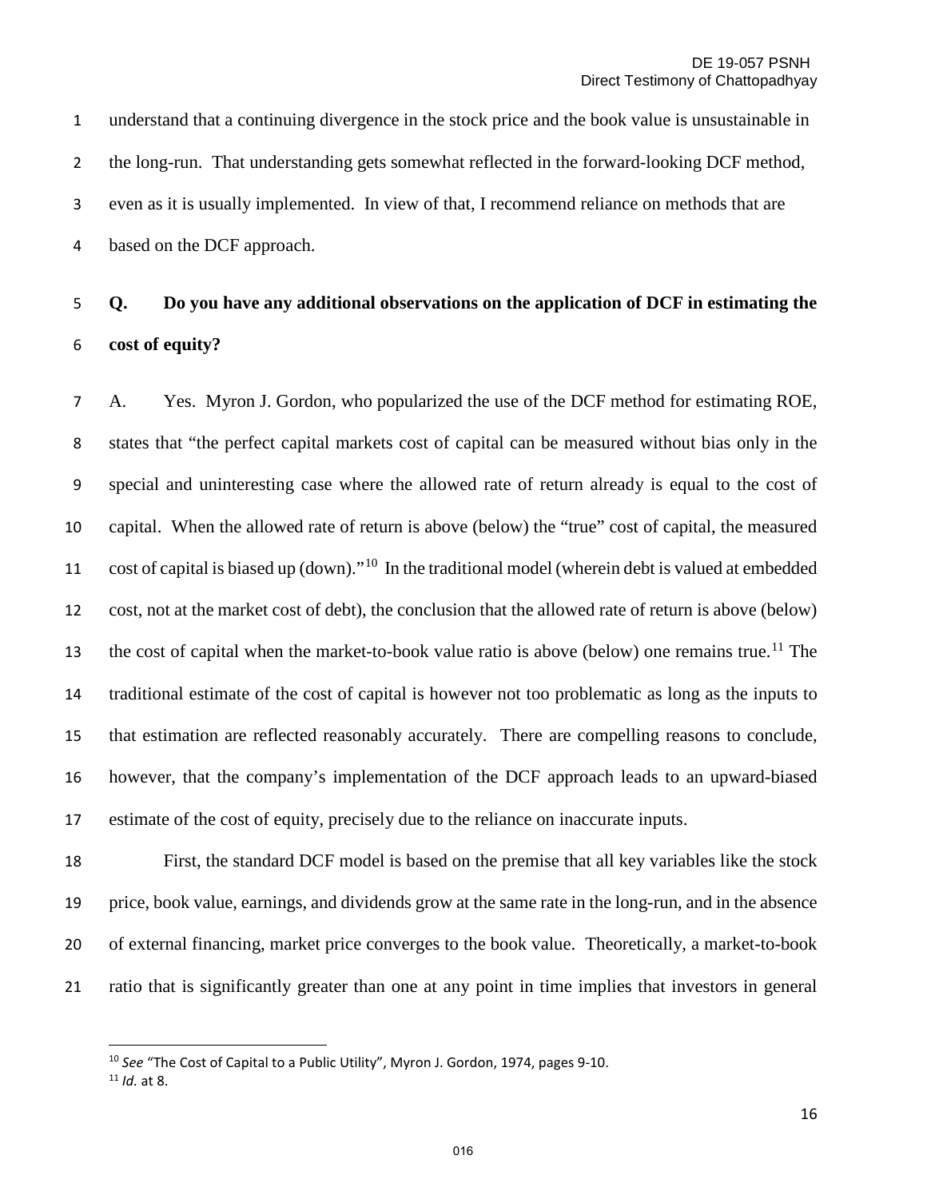understand that a continuing divergence in the stock price and the book value is unsustainable in the long-run. That understanding gets somewhat reflected in the forward-looking DCF method, even as it is usually implemented. In view of that, I recommend reliance on methods that are based on the DCF approach.

**Q. Do you have any additional observations on the application of DCF in estimating the cost of equity?**

A. Yes. Myron J. Gordon, who popularized the use of the DCF method for estimating ROE, states that "the perfect capital markets cost of capital can be measured without bias only in the special and uninteresting case where the allowed rate of return already is equal to the cost of capital. When the allowed rate of return is above (below) the "true" cost of capital, the measured cost of capital is biased up (down)."[10] In the traditional model (wherein debt is valued at embedded cost, not at the market cost of debt), the conclusion that the allowed rate of return is above (below) the cost of capital when the market-to-book value ratio is above (below) one remains true.[11] The traditional estimate of the cost of capital is however not too problematic as long as the inputs to that estimation are reflected reasonably accurately. There are compelling reasons to conclude, however, that the company's implementation of the DCF approach leads to an upward-biased estimate of the cost of equity, precisely due to the reliance on inaccurate inputs.

First, the standard DCF model is based on the premise that all key variables like the stock price, book value, earnings, and dividends grow at the same rate in the long-run, and in the absence of external financing, market price converges to the book value. Theoretically, a market-to-book ratio that is significantly greater than one at any point in time implies that investors in general

---

[10] *See* "The Cost of Capital to a Public Utility", Myron J. Gordon, 1974, pages 9-10.

[11] *Id.* at 8.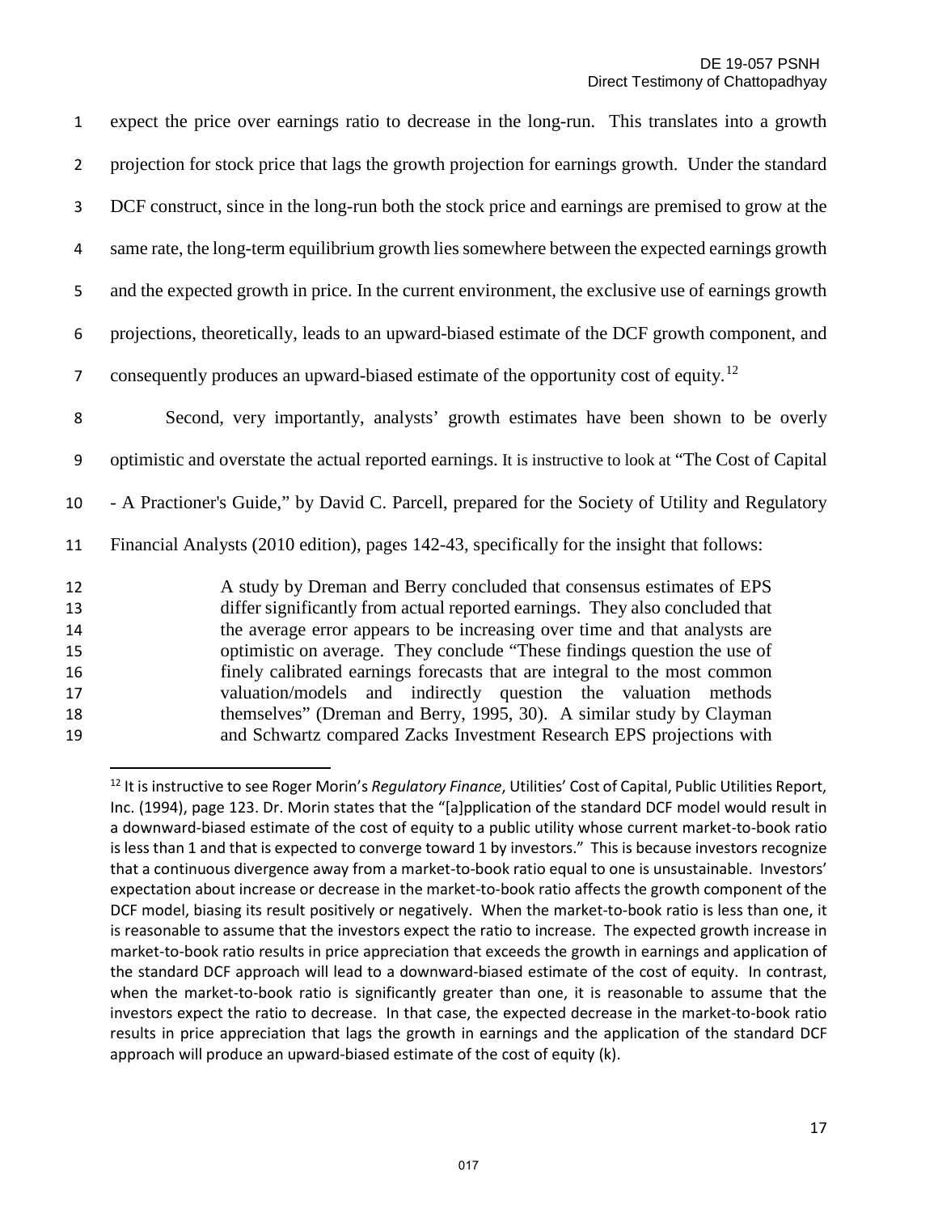expect the price over earnings ratio to decrease in the long-run. This translates into a growth projection for stock price that lags the growth projection for earnings growth. Under the standard DCF construct, since in the long-run both the stock price and earnings are premised to grow at the same rate, the long-term equilibrium growth lies somewhere between the expected earnings growth and the expected growth in price. In the current environment, the exclusive use of earnings growth projections, theoretically, leads to an upward-biased estimate of the DCF growth component, and consequently produces an upward-biased estimate of the opportunity cost of equity.[12]

Second, very importantly, analysts' growth estimates have been shown to be overly optimistic and overstate the actual reported earnings. It is instructive to look at "The Cost of Capital - A Practioner's Guide," by David C. Parcell, prepared for the Society of Utility and Regulatory Financial Analysts (2010 edition), pages 142-43, specifically for the insight that follows:

> A study by Dreman and Berry concluded that consensus estimates of EPS differ significantly from actual reported earnings. They also concluded that the average error appears to be increasing over time and that analysts are optimistic on average. They conclude "These findings question the use of finely calibrated earnings forecasts that are integral to the most common valuation/models and indirectly question the valuation methods themselves" (Dreman and Berry, 1995, 30). A similar study by Clayman and Schwartz compared Zacks Investment Research EPS projections with

---

[12] It is instructive to see Roger Morin's *Regulatory Finance*, Utilities' Cost of Capital, Public Utilities Report, Inc. (1994), page 123. Dr. Morin states that the "[a]pplication of the standard DCF model would result in a downward-biased estimate of the cost of equity to a public utility whose current market-to-book ratio is less than 1 and that is expected to converge toward 1 by investors." This is because investors recognize that a continuous divergence away from a market-to-book ratio equal to one is unsustainable. Investors' expectation about increase or decrease in the market-to-book ratio affects the growth component of the DCF model, biasing its result positively or negatively. When the market-to-book ratio is less than one, it is reasonable to assume that the investors expect the ratio to increase. The expected growth increase in market-to-book ratio results in price appreciation that exceeds the growth in earnings and application of the standard DCF approach will lead to a downward-biased estimate of the cost of equity. In contrast, when the market-to-book ratio is significantly greater than one, it is reasonable to assume that the investors expect the ratio to decrease. In that case, the expected decrease in the market-to-book ratio results in price appreciation that lags the growth in earnings and the application of the standard DCF approach will produce an upward-biased estimate of the cost of equity (k).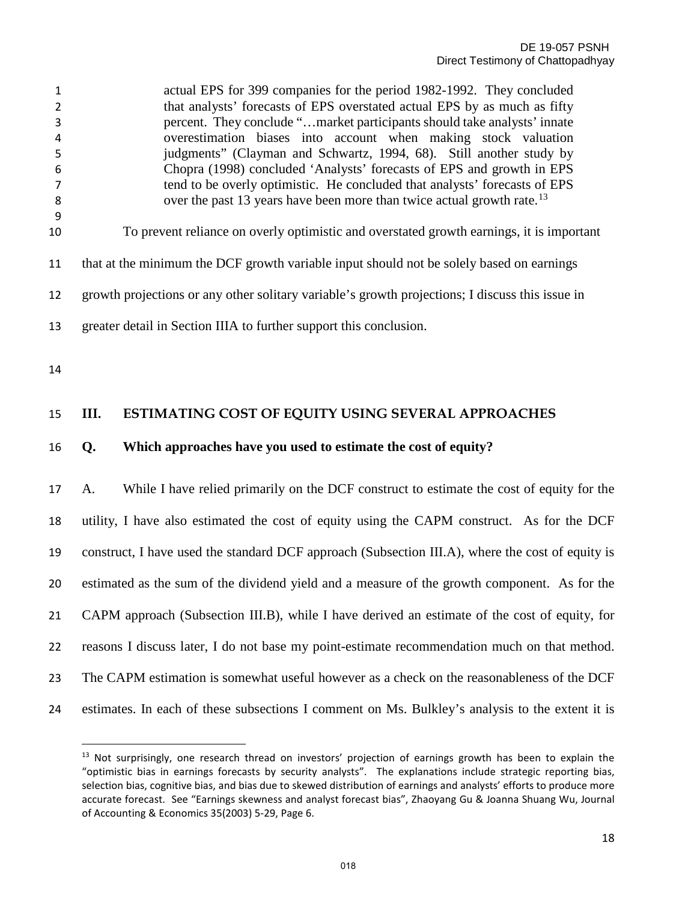> actual EPS for 399 companies for the period 1982-1992. They concluded that analysts' forecasts of EPS overstated actual EPS by as much as fifty percent. They conclude "…market participants should take analysts' innate overestimation biases into account when making stock valuation judgments" (Clayman and Schwartz, 1994, 68). Still another study by Chopra (1998) concluded 'Analysts' forecasts of EPS and growth in EPS tend to be overly optimistic. He concluded that analysts' forecasts of EPS over the past 13 years have been more than twice actual growth rate.[13]

To prevent reliance on overly optimistic and overstated growth earnings, it is important that at the minimum the DCF growth variable input should not be solely based on earnings growth projections or any other solitary variable's growth projections; I discuss this issue in greater detail in Section IIIA to further support this conclusion.

## III. ESTIMATING COST OF EQUITY USING SEVERAL APPROACHES

**Q. Which approaches have you used to estimate the cost of equity?**

A. While I have relied primarily on the DCF construct to estimate the cost of equity for the utility, I have also estimated the cost of equity using the CAPM construct. As for the DCF construct, I have used the standard DCF approach (Subsection III.A), where the cost of equity is estimated as the sum of the dividend yield and a measure of the growth component. As for the CAPM approach (Subsection III.B), while I have derived an estimate of the cost of equity, for reasons I discuss later, I do not base my point-estimate recommendation much on that method. The CAPM estimation is somewhat useful however as a check on the reasonableness of the DCF estimates. In each of these subsections I comment on Ms. Bulkley's analysis to the extent it is

---

[13] Not surprisingly, one research thread on investors' projection of earnings growth has been to explain the "optimistic bias in earnings forecasts by security analysts". The explanations include strategic reporting bias, selection bias, cognitive bias, and bias due to skewed distribution of earnings and analysts' efforts to produce more accurate forecast. See "Earnings skewness and analyst forecast bias", Zhaoyang Gu & Joanna Shuang Wu, Journal of Accounting & Economics 35(2003) 5-29, Page 6.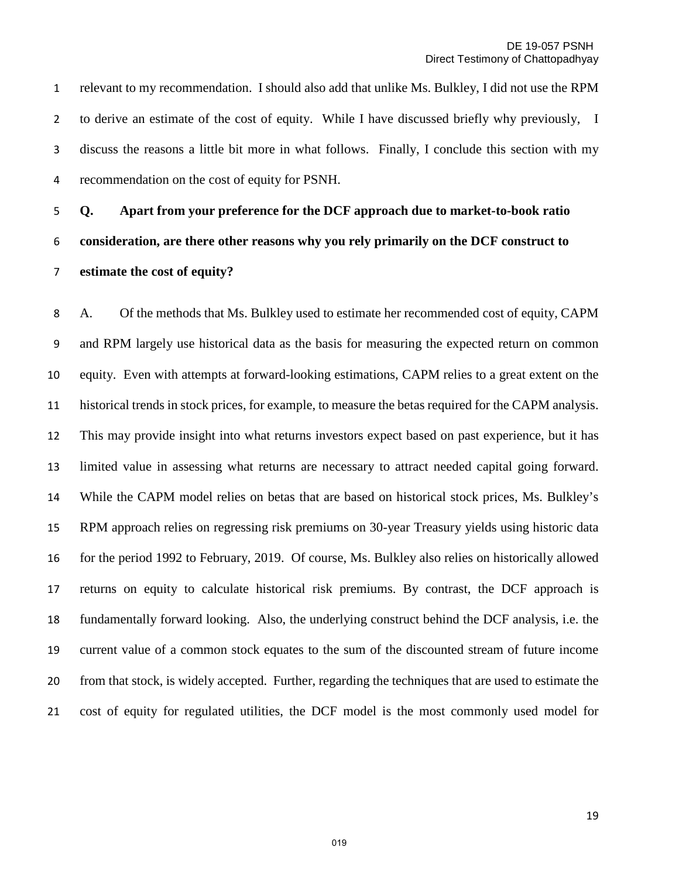relevant to my recommendation. I should also add that unlike Ms. Bulkley, I did not use the RPM to derive an estimate of the cost of equity. While I have discussed briefly why previously, I discuss the reasons a little bit more in what follows. Finally, I conclude this section with my recommendation on the cost of equity for PSNH.

**Q. Apart from your preference for the DCF approach due to market-to-book ratio consideration, are there other reasons why you rely primarily on the DCF construct to estimate the cost of equity?**

A. Of the methods that Ms. Bulkley used to estimate her recommended cost of equity, CAPM and RPM largely use historical data as the basis for measuring the expected return on common equity. Even with attempts at forward-looking estimations, CAPM relies to a great extent on the historical trends in stock prices, for example, to measure the betas required for the CAPM analysis. This may provide insight into what returns investors expect based on past experience, but it has limited value in assessing what returns are necessary to attract needed capital going forward. While the CAPM model relies on betas that are based on historical stock prices, Ms. Bulkley's RPM approach relies on regressing risk premiums on 30-year Treasury yields using historic data for the period 1992 to February, 2019. Of course, Ms. Bulkley also relies on historically allowed returns on equity to calculate historical risk premiums. By contrast, the DCF approach is fundamentally forward looking. Also, the underlying construct behind the DCF analysis, i.e. the current value of a common stock equates to the sum of the discounted stream of future income from that stock, is widely accepted. Further, regarding the techniques that are used to estimate the cost of equity for regulated utilities, the DCF model is the most commonly used model for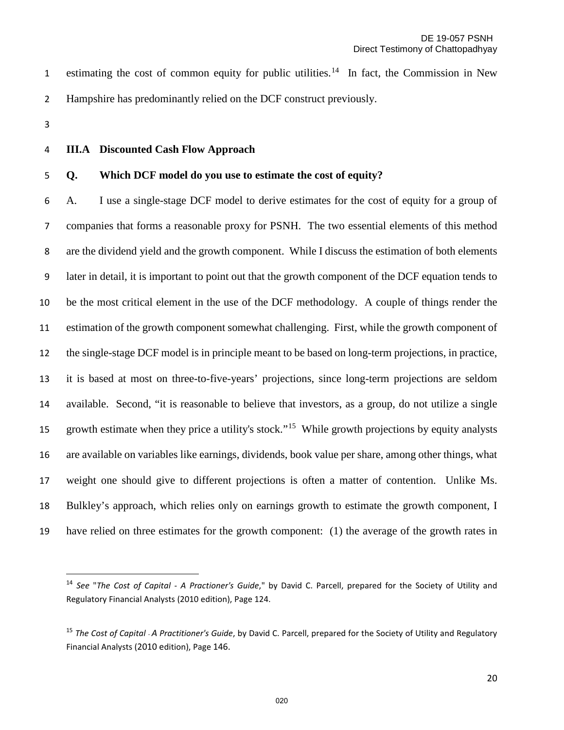estimating the cost of common equity for public utilities.[14] In fact, the Commission in New Hampshire has predominantly relied on the DCF construct previously.

### III.A Discounted Cash Flow Approach

**Q. Which DCF model do you use to estimate the cost of equity?**

A. I use a single-stage DCF model to derive estimates for the cost of equity for a group of companies that forms a reasonable proxy for PSNH. The two essential elements of this method are the dividend yield and the growth component. While I discuss the estimation of both elements later in detail, it is important to point out that the growth component of the DCF equation tends to be the most critical element in the use of the DCF methodology. A couple of things render the estimation of the growth component somewhat challenging. First, while the growth component of the single-stage DCF model is in principle meant to be based on long-term projections, in practice, it is based at most on three-to-five-years' projections, since long-term projections are seldom available. Second, "it is reasonable to believe that investors, as a group, do not utilize a single growth estimate when they price a utility's stock."[15] While growth projections by equity analysts are available on variables like earnings, dividends, book value per share, among other things, what weight one should give to different projections is often a matter of contention. Unlike Ms. Bulkley's approach, which relies only on earnings growth to estimate the growth component, I have relied on three estimates for the growth component: (1) the average of the growth rates in

---

[14] *See* "*The Cost of Capital - A Practioner's Guide*," by David C. Parcell, prepared for the Society of Utility and Regulatory Financial Analysts (2010 edition), Page 124.

[15] *The Cost of Capital - A Practitioner's Guide*, by David C. Parcell, prepared for the Society of Utility and Regulatory Financial Analysts (2010 edition), Page 146.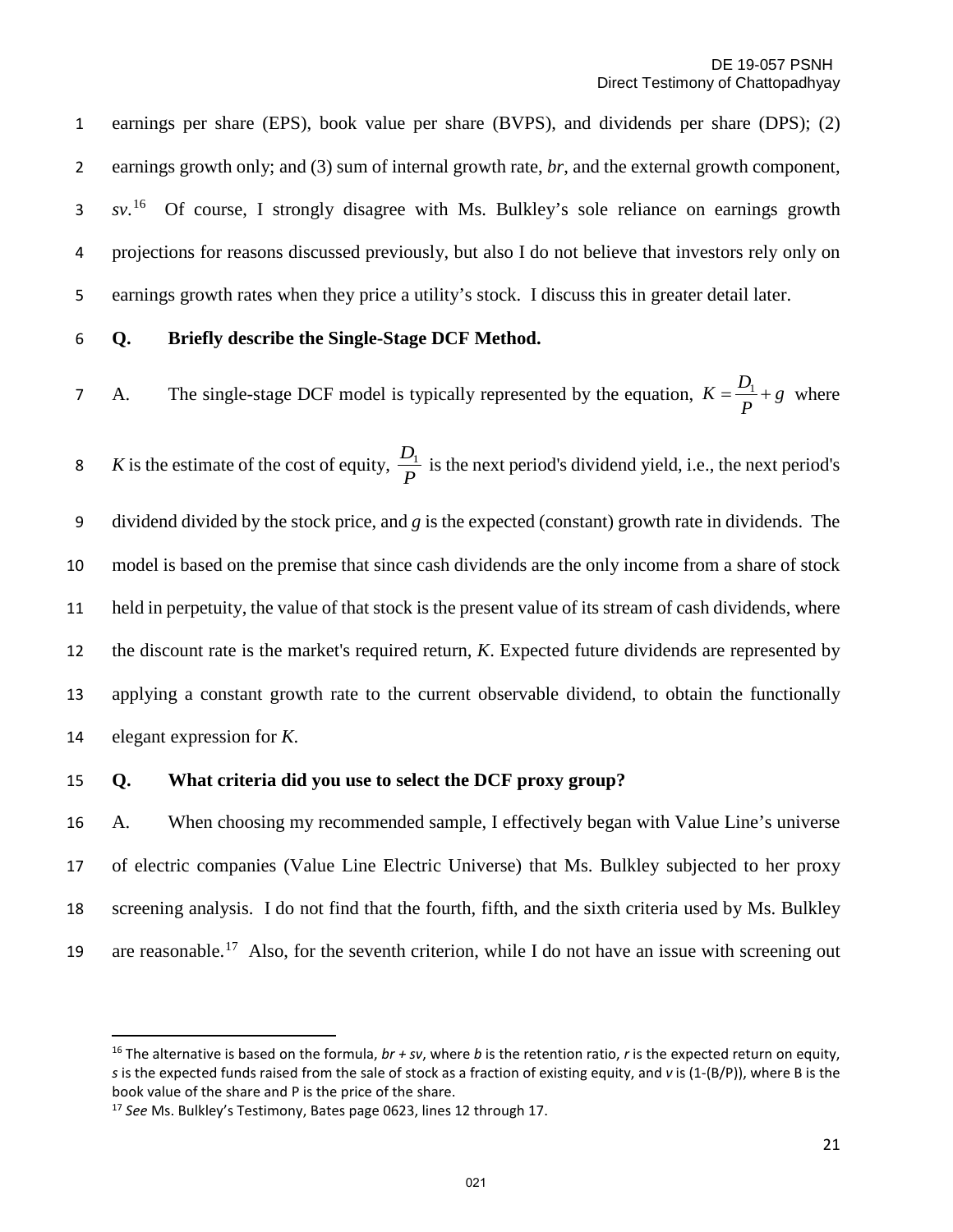earnings per share (EPS), book value per share (BVPS), and dividends per share (DPS); (2) earnings growth only; and (3) sum of internal growth rate, *br*, and the external growth component, *sv*.[16] Of course, I strongly disagree with Ms. Bulkley's sole reliance on earnings growth projections for reasons discussed previously, but also I do not believe that investors rely only on earnings growth rates when they price a utility's stock. I discuss this in greater detail later.

**Q. Briefly describe the Single-Stage DCF Method.**

A. The single-stage DCF model is typically represented by the equation, $K = \frac{D_1}{P} + g$ where $K$ is the estimate of the cost of equity, $\frac{D_1}{P}$ is the next period's dividend yield, i.e., the next period's dividend divided by the stock price, and $g$ is the expected (constant) growth rate in dividends. The model is based on the premise that since cash dividends are the only income from a share of stock held in perpetuity, the value of that stock is the present value of its stream of cash dividends, where the discount rate is the market's required return, $K$. Expected future dividends are represented by applying a constant growth rate to the current observable dividend, to obtain the functionally elegant expression for $K$.

**Q. What criteria did you use to select the DCF proxy group?**

A. When choosing my recommended sample, I effectively began with Value Line's universe of electric companies (Value Line Electric Universe) that Ms. Bulkley subjected to her proxy screening analysis. I do not find that the fourth, fifth, and the sixth criteria used by Ms. Bulkley are reasonable.[17] Also, for the seventh criterion, while I do not have an issue with screening out

---

[16] The alternative is based on the formula, $br + sv$, where $b$ is the retention ratio, $r$ is the expected return on equity, $s$ is the expected funds raised from the sale of stock as a fraction of existing equity, and $v$ is $(1-(B/P))$, where B is the book value of the share and P is the price of the share.

[17] *See* Ms. Bulkley's Testimony, Bates page 0623, lines 12 through 17.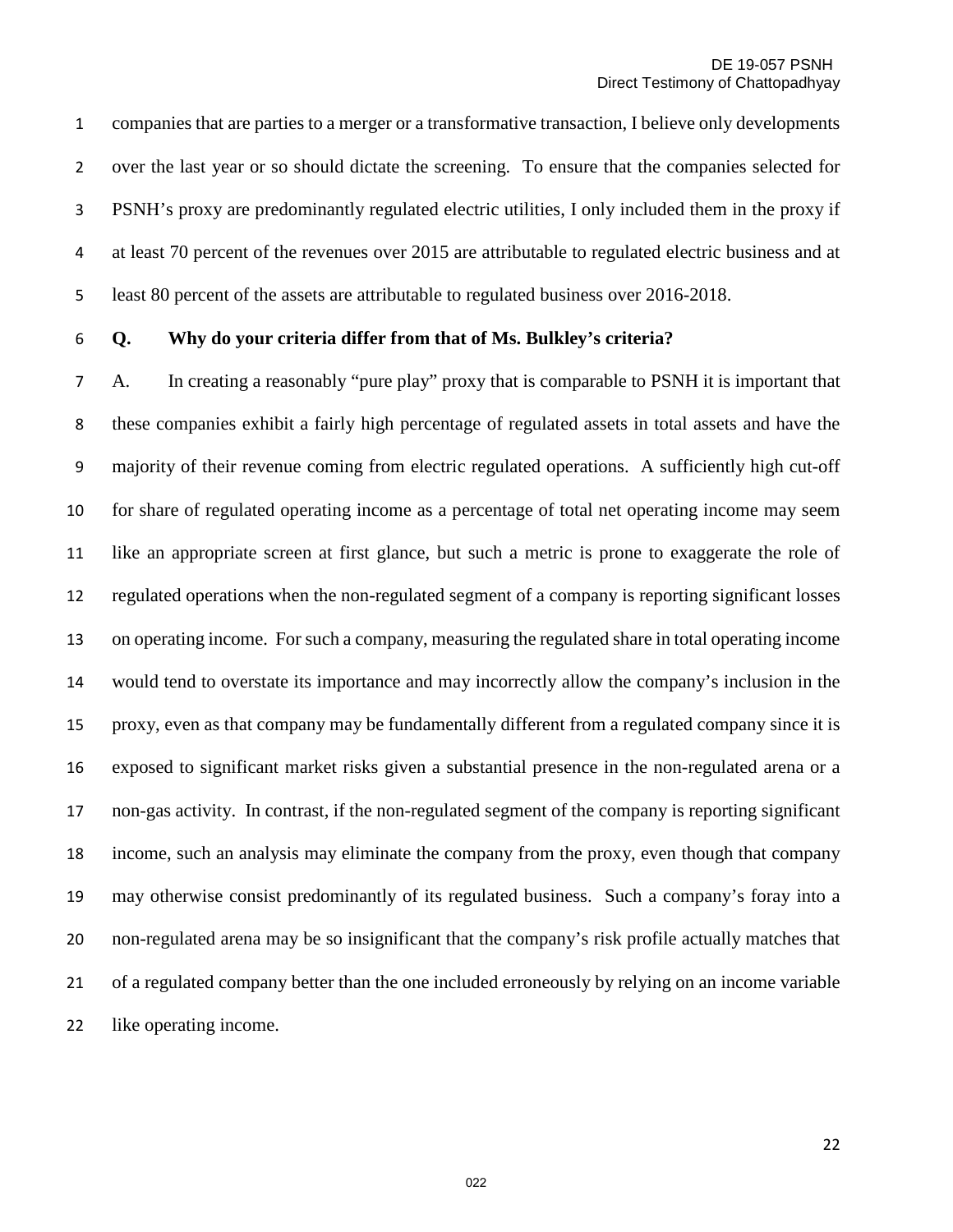companies that are parties to a merger or a transformative transaction, I believe only developments over the last year or so should dictate the screening. To ensure that the companies selected for PSNH's proxy are predominantly regulated electric utilities, I only included them in the proxy if at least 70 percent of the revenues over 2015 are attributable to regulated electric business and at least 80 percent of the assets are attributable to regulated business over 2016-2018.

**Q. Why do your criteria differ from that of Ms. Bulkley's criteria?**

A. In creating a reasonably "pure play" proxy that is comparable to PSNH it is important that these companies exhibit a fairly high percentage of regulated assets in total assets and have the majority of their revenue coming from electric regulated operations. A sufficiently high cut-off for share of regulated operating income as a percentage of total net operating income may seem like an appropriate screen at first glance, but such a metric is prone to exaggerate the role of regulated operations when the non-regulated segment of a company is reporting significant losses on operating income. For such a company, measuring the regulated share in total operating income would tend to overstate its importance and may incorrectly allow the company's inclusion in the proxy, even as that company may be fundamentally different from a regulated company since it is exposed to significant market risks given a substantial presence in the non-regulated arena or a non-gas activity. In contrast, if the non-regulated segment of the company is reporting significant income, such an analysis may eliminate the company from the proxy, even though that company may otherwise consist predominantly of its regulated business. Such a company's foray into a non-regulated arena may be so insignificant that the company's risk profile actually matches that of a regulated company better than the one included erroneously by relying on an income variable like operating income.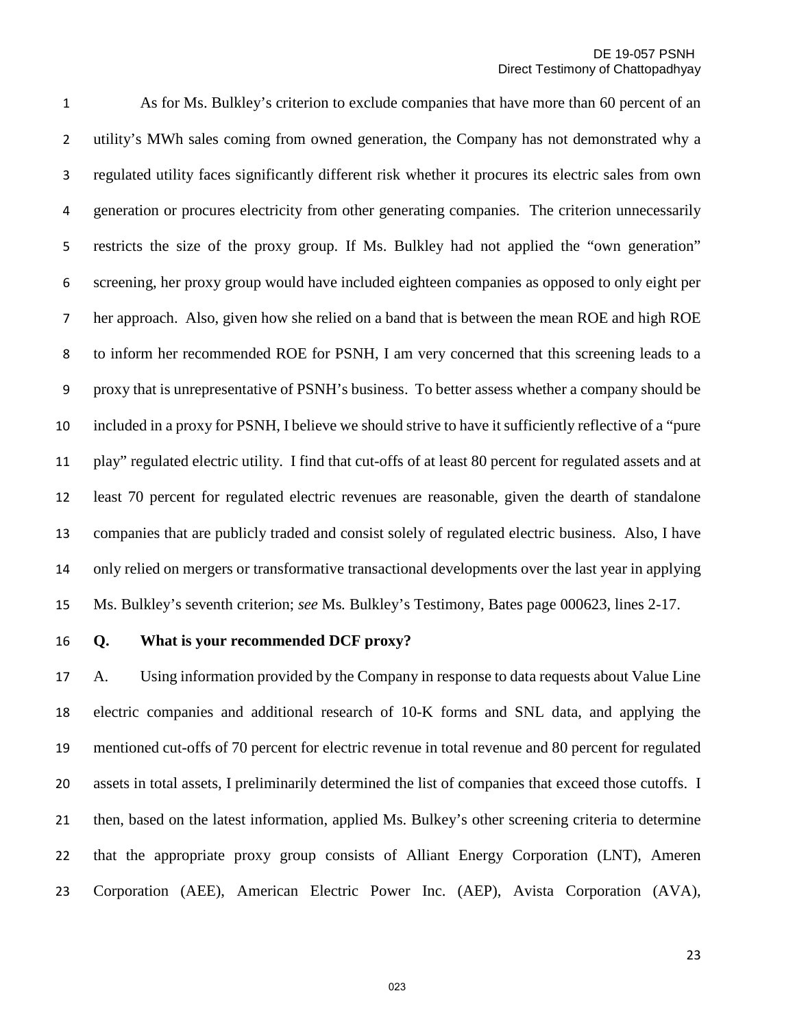As for Ms. Bulkley's criterion to exclude companies that have more than 60 percent of an utility's MWh sales coming from owned generation, the Company has not demonstrated why a regulated utility faces significantly different risk whether it procures its electric sales from own generation or procures electricity from other generating companies. The criterion unnecessarily restricts the size of the proxy group. If Ms. Bulkley had not applied the "own generation" screening, her proxy group would have included eighteen companies as opposed to only eight per her approach. Also, given how she relied on a band that is between the mean ROE and high ROE to inform her recommended ROE for PSNH, I am very concerned that this screening leads to a proxy that is unrepresentative of PSNH's business. To better assess whether a company should be included in a proxy for PSNH, I believe we should strive to have it sufficiently reflective of a "pure play" regulated electric utility. I find that cut-offs of at least 80 percent for regulated assets and at least 70 percent for regulated electric revenues are reasonable, given the dearth of standalone companies that are publicly traded and consist solely of regulated electric business. Also, I have only relied on mergers or transformative transactional developments over the last year in applying Ms. Bulkley's seventh criterion; *see* Ms. Bulkley's Testimony, Bates page 000623, lines 2-17.

**Q. What is your recommended DCF proxy?**

A. Using information provided by the Company in response to data requests about Value Line electric companies and additional research of 10-K forms and SNL data, and applying the mentioned cut-offs of 70 percent for electric revenue in total revenue and 80 percent for regulated assets in total assets, I preliminarily determined the list of companies that exceed those cutoffs. I then, based on the latest information, applied Ms. Bulkey's other screening criteria to determine that the appropriate proxy group consists of Alliant Energy Corporation (LNT), Ameren Corporation (AEE), American Electric Power Inc. (AEP), Avista Corporation (AVA),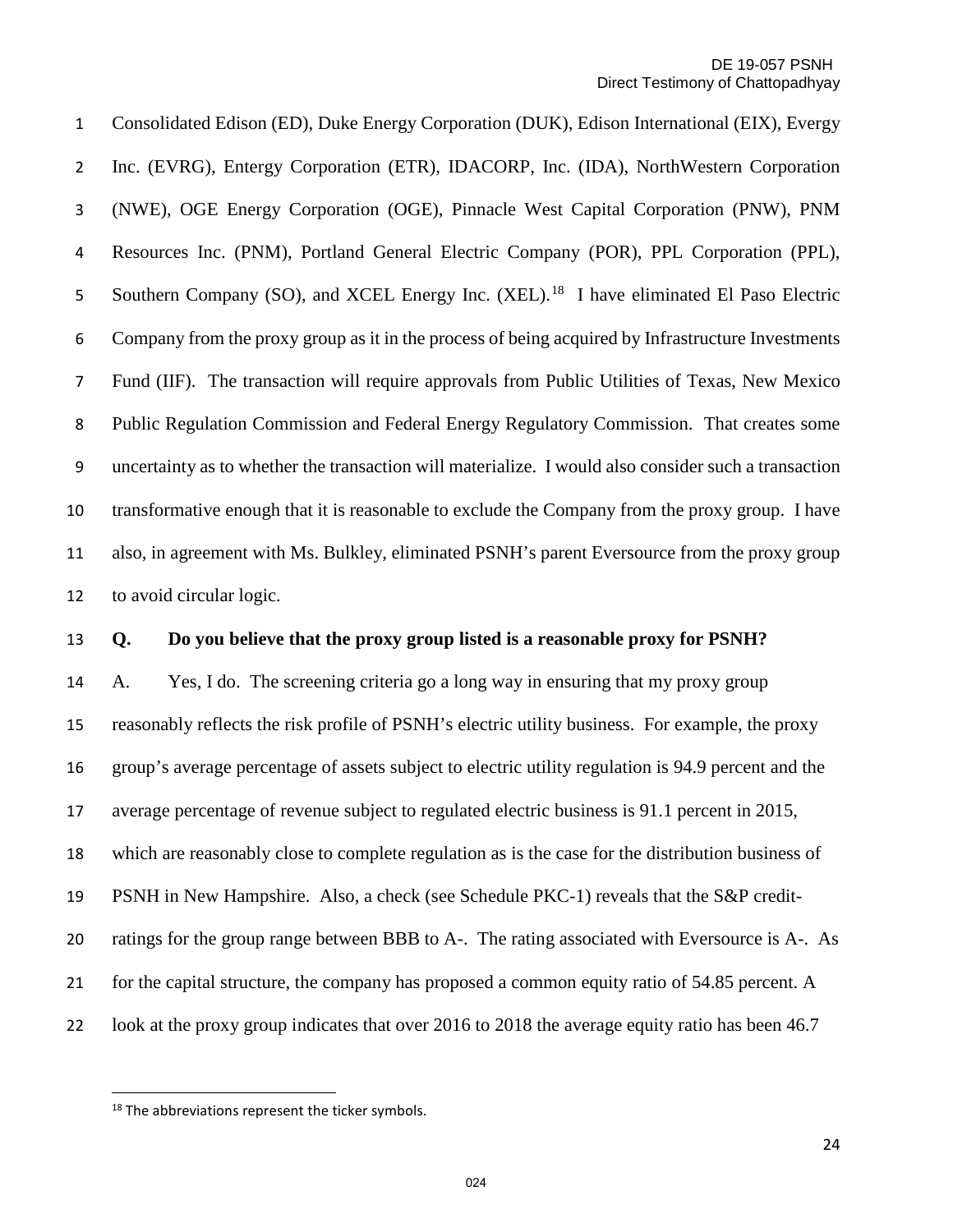Consolidated Edison (ED), Duke Energy Corporation (DUK), Edison International (EIX), Evergy Inc. (EVRG), Entergy Corporation (ETR), IDACORP, Inc. (IDA), NorthWestern Corporation (NWE), OGE Energy Corporation (OGE), Pinnacle West Capital Corporation (PNW), PNM Resources Inc. (PNM), Portland General Electric Company (POR), PPL Corporation (PPL), Southern Company (SO), and XCEL Energy Inc. (XEL).[18] I have eliminated El Paso Electric Company from the proxy group as it in the process of being acquired by Infrastructure Investments Fund (IIF). The transaction will require approvals from Public Utilities of Texas, New Mexico Public Regulation Commission and Federal Energy Regulatory Commission. That creates some uncertainty as to whether the transaction will materialize. I would also consider such a transaction transformative enough that it is reasonable to exclude the Company from the proxy group. I have also, in agreement with Ms. Bulkley, eliminated PSNH's parent Eversource from the proxy group to avoid circular logic.

**Q. Do you believe that the proxy group listed is a reasonable proxy for PSNH?**

A. Yes, I do. The screening criteria go a long way in ensuring that my proxy group reasonably reflects the risk profile of PSNH's electric utility business. For example, the proxy group's average percentage of assets subject to electric utility regulation is 94.9 percent and the average percentage of revenue subject to regulated electric business is 91.1 percent in 2015, which are reasonably close to complete regulation as is the case for the distribution business of PSNH in New Hampshire. Also, a check (see Schedule PKC-1) reveals that the S&P credit-ratings for the group range between BBB to A-. The rating associated with Eversource is A-. As for the capital structure, the company has proposed a common equity ratio of 54.85 percent. A look at the proxy group indicates that over 2016 to 2018 the average equity ratio has been 46.7

[18] The abbreviations represent the ticker symbols.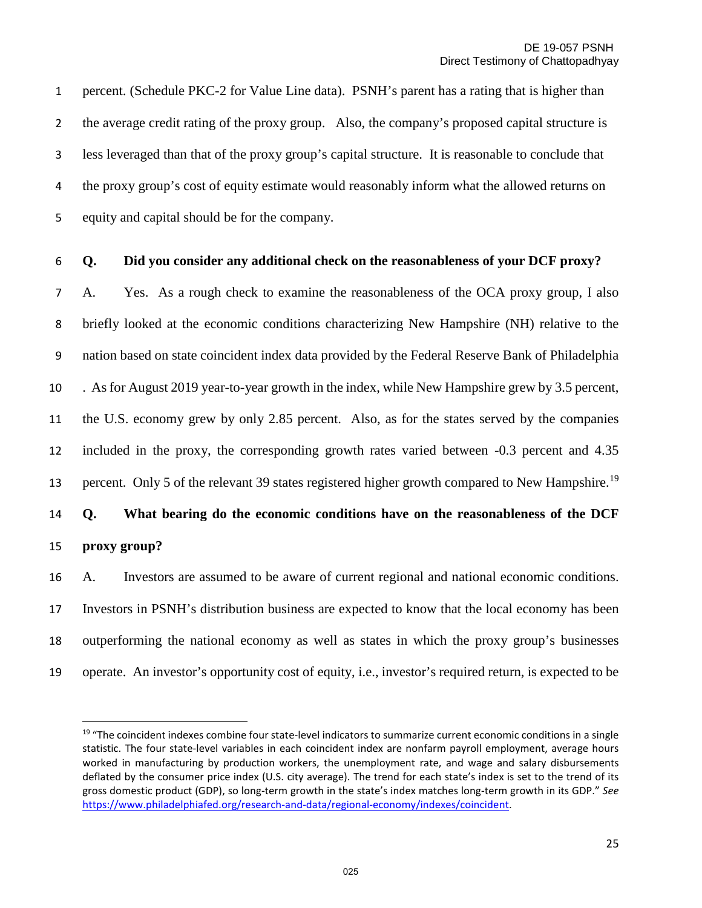percent. (Schedule PKC-2 for Value Line data). PSNH's parent has a rating that is higher than the average credit rating of the proxy group. Also, the company's proposed capital structure is less leveraged than that of the proxy group's capital structure. It is reasonable to conclude that the proxy group's cost of equity estimate would reasonably inform what the allowed returns on equity and capital should be for the company.

**Q. Did you consider any additional check on the reasonableness of your DCF proxy?**

A. Yes. As a rough check to examine the reasonableness of the OCA proxy group, I also briefly looked at the economic conditions characterizing New Hampshire (NH) relative to the nation based on state coincident index data provided by the Federal Reserve Bank of Philadelphia . As for August 2019 year-to-year growth in the index, while New Hampshire grew by 3.5 percent, the U.S. economy grew by only 2.85 percent. Also, as for the states served by the companies included in the proxy, the corresponding growth rates varied between -0.3 percent and 4.35 percent. Only 5 of the relevant 39 states registered higher growth compared to New Hampshire.[19]

**Q. What bearing do the economic conditions have on the reasonableness of the DCF proxy group?**

A. Investors are assumed to be aware of current regional and national economic conditions. Investors in PSNH's distribution business are expected to know that the local economy has been outperforming the national economy as well as states in which the proxy group's businesses operate. An investor's opportunity cost of equity, i.e., investor's required return, is expected to be

---

[19] "The coincident indexes combine four state-level indicators to summarize current economic conditions in a single statistic. The four state-level variables in each coincident index are nonfarm payroll employment, average hours worked in manufacturing by production workers, the unemployment rate, and wage and salary disbursements deflated by the consumer price index (U.S. city average). The trend for each state's index is set to the trend of its gross domestic product (GDP), so long-term growth in the state's index matches long-term growth in its GDP." *See* https://www.philadelphiafed.org/research-and-data/regional-economy/indexes/coincident.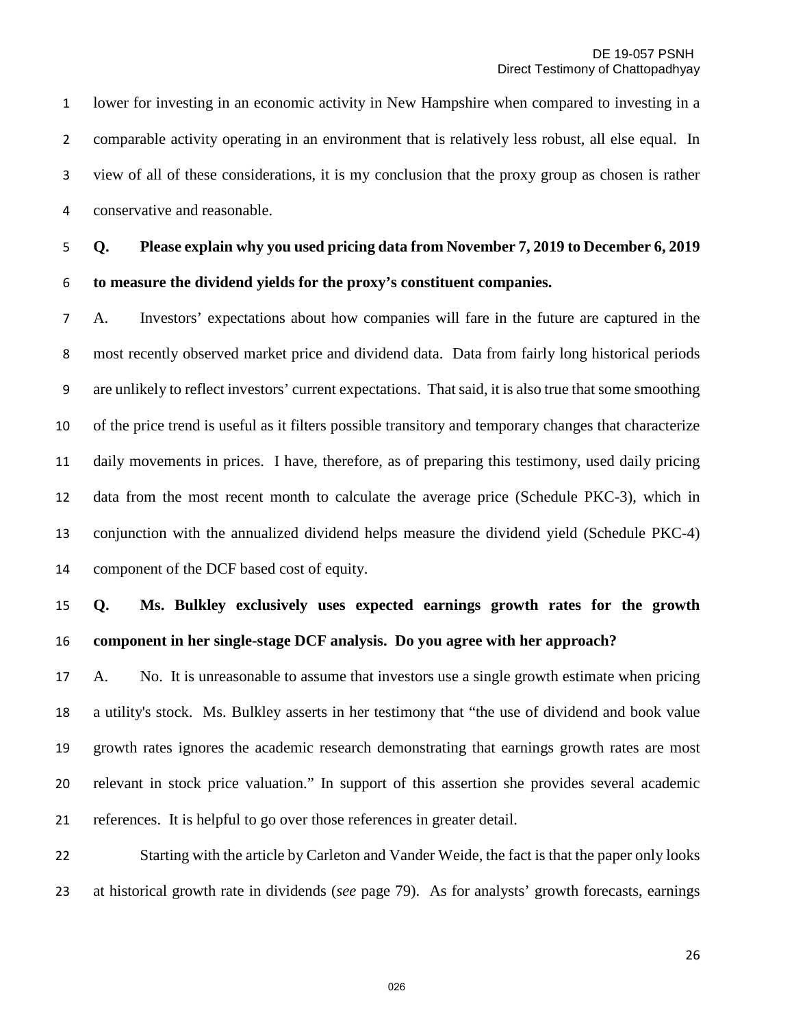lower for investing in an economic activity in New Hampshire when compared to investing in a comparable activity operating in an environment that is relatively less robust, all else equal. In view of all of these considerations, it is my conclusion that the proxy group as chosen is rather conservative and reasonable.

**Q. Please explain why you used pricing data from November 7, 2019 to December 6, 2019 to measure the dividend yields for the proxy's constituent companies.**

A. Investors' expectations about how companies will fare in the future are captured in the most recently observed market price and dividend data. Data from fairly long historical periods are unlikely to reflect investors' current expectations. That said, it is also true that some smoothing of the price trend is useful as it filters possible transitory and temporary changes that characterize daily movements in prices. I have, therefore, as of preparing this testimony, used daily pricing data from the most recent month to calculate the average price (Schedule PKC-3), which in conjunction with the annualized dividend helps measure the dividend yield (Schedule PKC-4) component of the DCF based cost of equity.

**Q. Ms. Bulkley exclusively uses expected earnings growth rates for the growth component in her single-stage DCF analysis. Do you agree with her approach?**

A. No. It is unreasonable to assume that investors use a single growth estimate when pricing a utility's stock. Ms. Bulkley asserts in her testimony that "the use of dividend and book value growth rates ignores the academic research demonstrating that earnings growth rates are most relevant in stock price valuation." In support of this assertion she provides several academic references. It is helpful to go over those references in greater detail.

Starting with the article by Carleton and Vander Weide, the fact is that the paper only looks at historical growth rate in dividends (*see* page 79). As for analysts' growth forecasts, earnings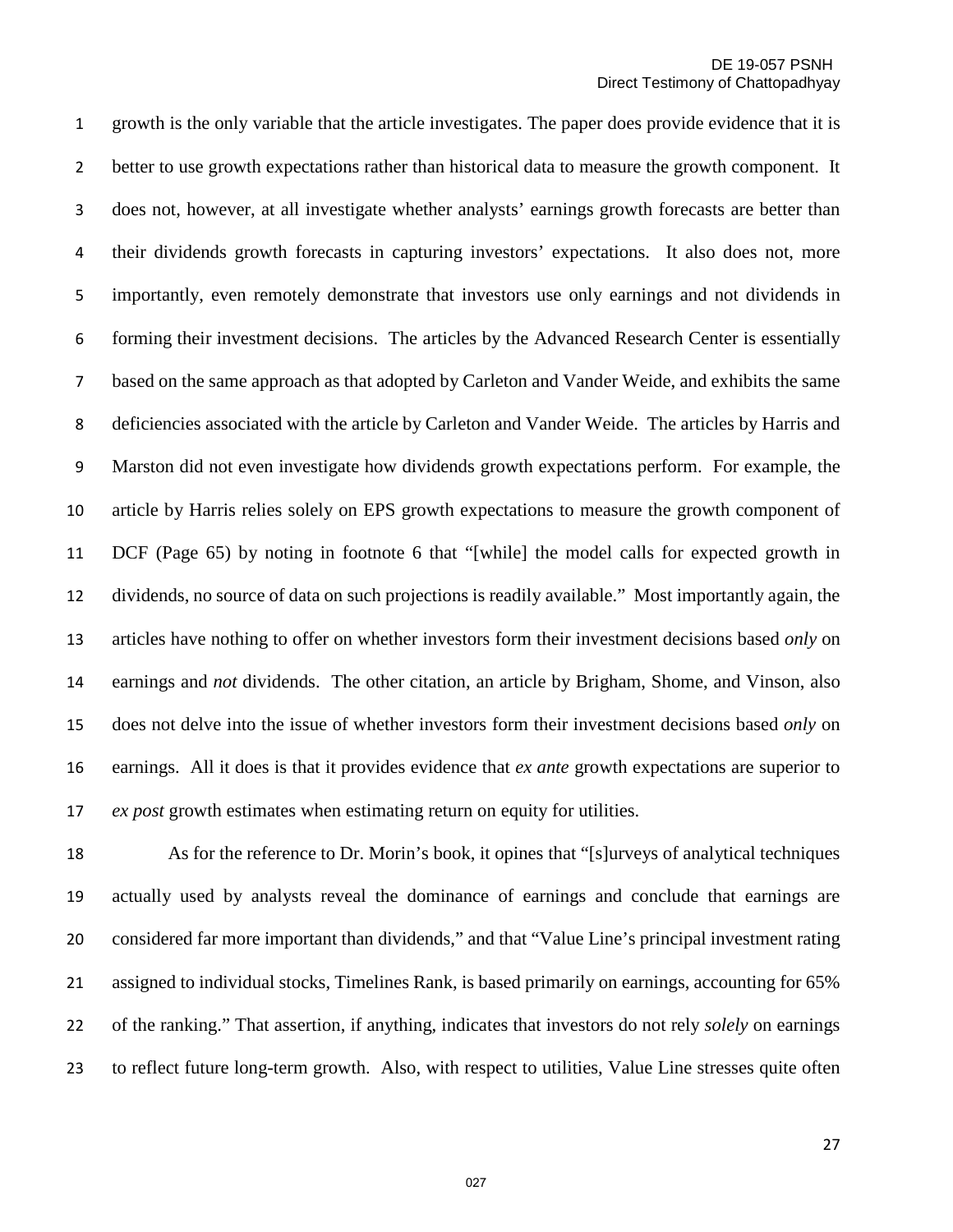growth is the only variable that the article investigates. The paper does provide evidence that it is better to use growth expectations rather than historical data to measure the growth component. It does not, however, at all investigate whether analysts' earnings growth forecasts are better than their dividends growth forecasts in capturing investors' expectations. It also does not, more importantly, even remotely demonstrate that investors use only earnings and not dividends in forming their investment decisions. The articles by the Advanced Research Center is essentially based on the same approach as that adopted by Carleton and Vander Weide, and exhibits the same deficiencies associated with the article by Carleton and Vander Weide. The articles by Harris and Marston did not even investigate how dividends growth expectations perform. For example, the article by Harris relies solely on EPS growth expectations to measure the growth component of DCF (Page 65) by noting in footnote 6 that "[while] the model calls for expected growth in dividends, no source of data on such projections is readily available." Most importantly again, the articles have nothing to offer on whether investors form their investment decisions based *only* on earnings and *not* dividends. The other citation, an article by Brigham, Shome, and Vinson, also does not delve into the issue of whether investors form their investment decisions based *only* on earnings. All it does is that it provides evidence that *ex ante* growth expectations are superior to *ex post* growth estimates when estimating return on equity for utilities.

As for the reference to Dr. Morin's book, it opines that "[s]urveys of analytical techniques actually used by analysts reveal the dominance of earnings and conclude that earnings are considered far more important than dividends," and that "Value Line's principal investment rating assigned to individual stocks, Timelines Rank, is based primarily on earnings, accounting for 65% of the ranking." That assertion, if anything, indicates that investors do not rely *solely* on earnings to reflect future long-term growth. Also, with respect to utilities, Value Line stresses quite often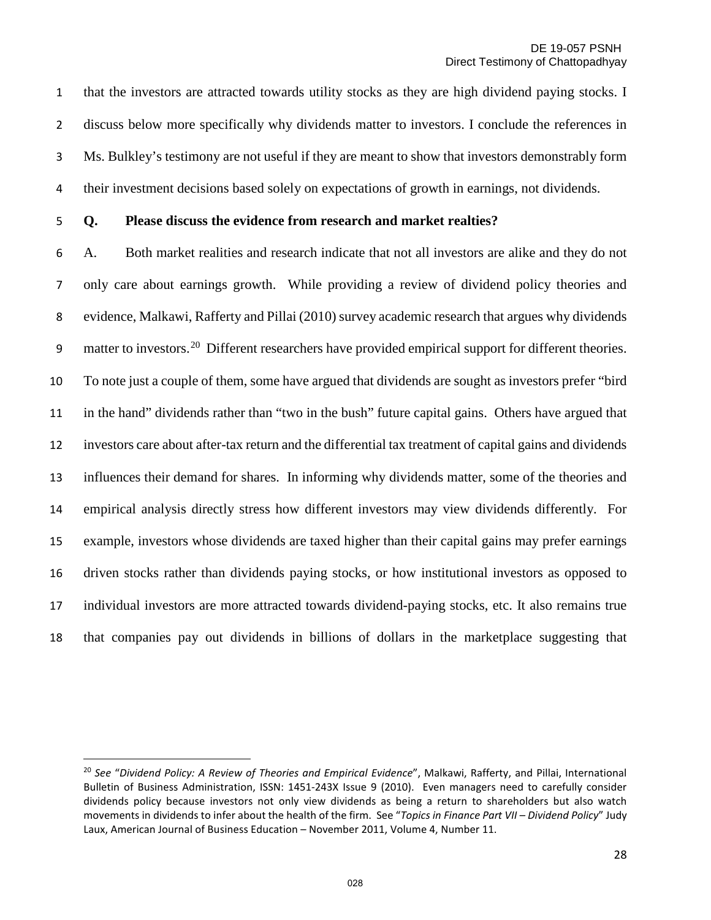that the investors are attracted towards utility stocks as they are high dividend paying stocks. I discuss below more specifically why dividends matter to investors. I conclude the references in Ms. Bulkley's testimony are not useful if they are meant to show that investors demonstrably form their investment decisions based solely on expectations of growth in earnings, not dividends.

**Q. Please discuss the evidence from research and market realties?**

A. Both market realities and research indicate that not all investors are alike and they do not only care about earnings growth. While providing a review of dividend policy theories and evidence, Malkawi, Rafferty and Pillai (2010) survey academic research that argues why dividends matter to investors.[20] Different researchers have provided empirical support for different theories. To note just a couple of them, some have argued that dividends are sought as investors prefer "bird in the hand" dividends rather than "two in the bush" future capital gains. Others have argued that investors care about after-tax return and the differential tax treatment of capital gains and dividends influences their demand for shares. In informing why dividends matter, some of the theories and empirical analysis directly stress how different investors may view dividends differently. For example, investors whose dividends are taxed higher than their capital gains may prefer earnings driven stocks rather than dividends paying stocks, or how institutional investors as opposed to individual investors are more attracted towards dividend-paying stocks, etc. It also remains true that companies pay out dividends in billions of dollars in the marketplace suggesting that

---

[20] *See* "*Dividend Policy: A Review of Theories and Empirical Evidence*", Malkawi, Rafferty, and Pillai, International Bulletin of Business Administration, ISSN: 1451-243X Issue 9 (2010). Even managers need to carefully consider dividends policy because investors not only view dividends as being a return to shareholders but also watch movements in dividends to infer about the health of the firm. See "*Topics in Finance Part VII – Dividend Policy*" Judy Laux, American Journal of Business Education – November 2011, Volume 4, Number 11.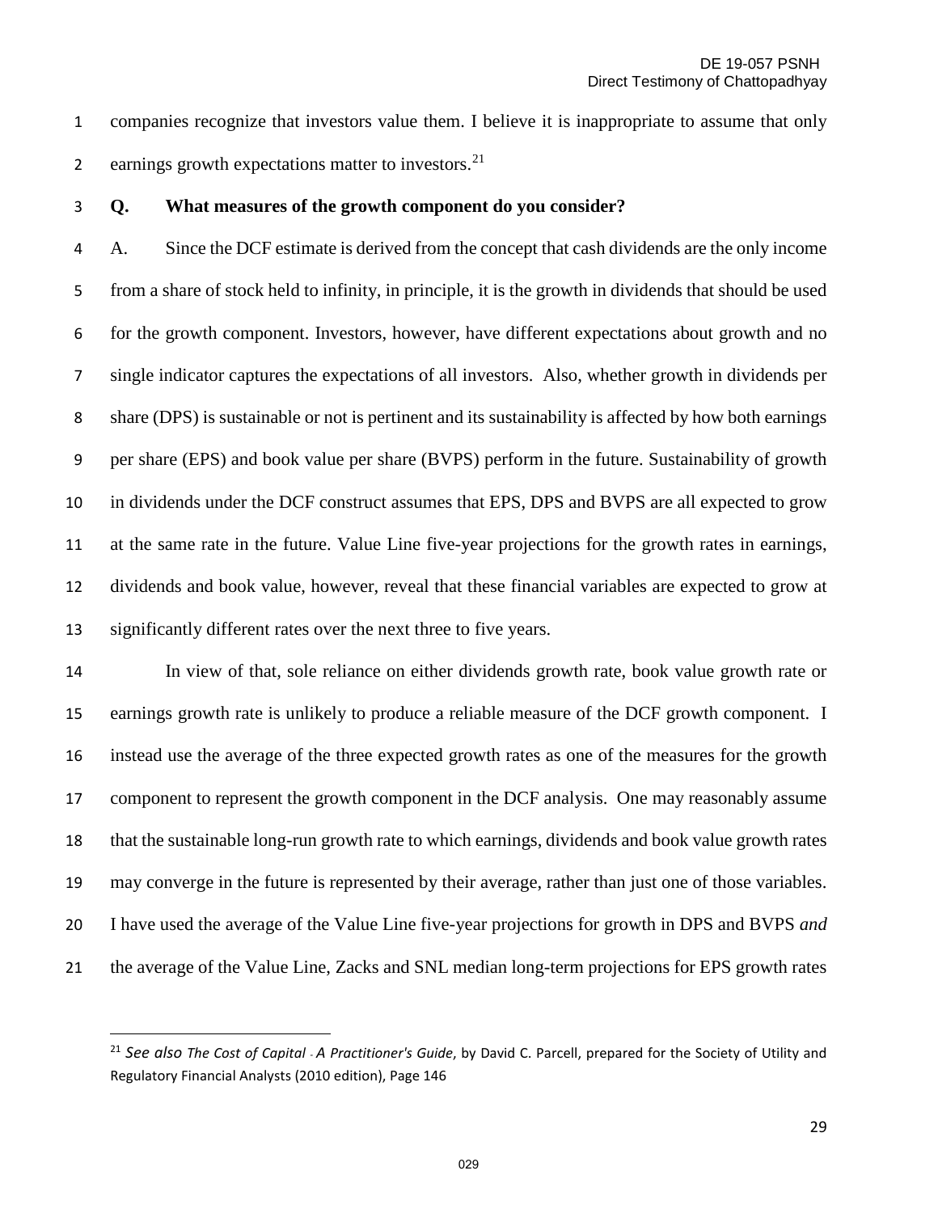companies recognize that investors value them. I believe it is inappropriate to assume that only earnings growth expectations matter to investors.[21]

**Q. What measures of the growth component do you consider?**

A. Since the DCF estimate is derived from the concept that cash dividends are the only income from a share of stock held to infinity, in principle, it is the growth in dividends that should be used for the growth component. Investors, however, have different expectations about growth and no single indicator captures the expectations of all investors. Also, whether growth in dividends per share (DPS) is sustainable or not is pertinent and its sustainability is affected by how both earnings per share (EPS) and book value per share (BVPS) perform in the future. Sustainability of growth in dividends under the DCF construct assumes that EPS, DPS and BVPS are all expected to grow at the same rate in the future. Value Line five-year projections for the growth rates in earnings, dividends and book value, however, reveal that these financial variables are expected to grow at significantly different rates over the next three to five years.

In view of that, sole reliance on either dividends growth rate, book value growth rate or earnings growth rate is unlikely to produce a reliable measure of the DCF growth component. I instead use the average of the three expected growth rates as one of the measures for the growth component to represent the growth component in the DCF analysis. One may reasonably assume that the sustainable long-run growth rate to which earnings, dividends and book value growth rates may converge in the future is represented by their average, rather than just one of those variables. I have used the average of the Value Line five-year projections for growth in DPS and BVPS *and* the average of the Value Line, Zacks and SNL median long-term projections for EPS growth rates

---

[21] *See also The Cost of Capital - A Practitioner's Guide*, by David C. Parcell, prepared for the Society of Utility and Regulatory Financial Analysts (2010 edition), Page 146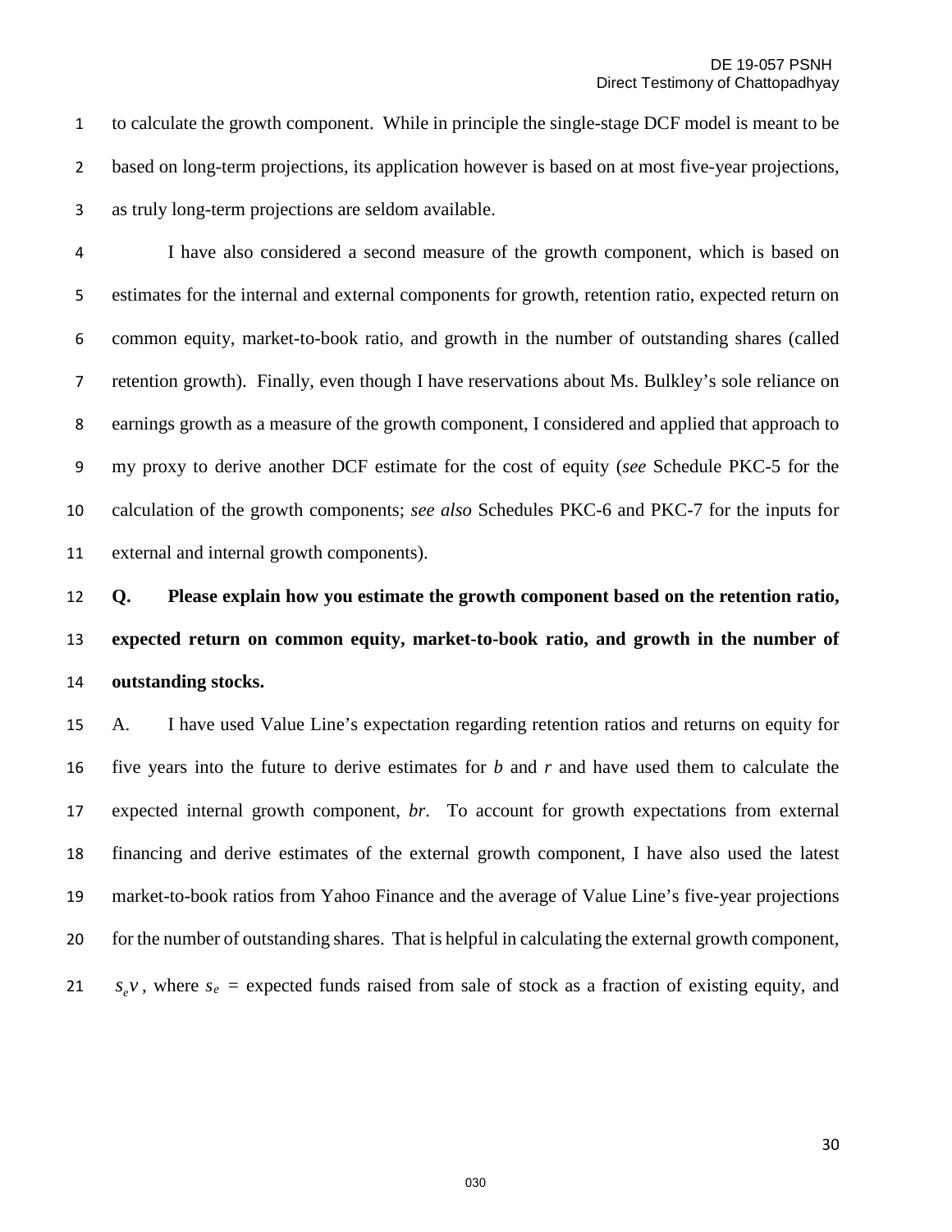to calculate the growth component. While in principle the single-stage DCF model is meant to be based on long-term projections, its application however is based on at most five-year projections, as truly long-term projections are seldom available.

I have also considered a second measure of the growth component, which is based on estimates for the internal and external components for growth, retention ratio, expected return on common equity, market-to-book ratio, and growth in the number of outstanding shares (called retention growth). Finally, even though I have reservations about Ms. Bulkley's sole reliance on earnings growth as a measure of the growth component, I considered and applied that approach to my proxy to derive another DCF estimate for the cost of equity (*see* Schedule PKC-5 for the calculation of the growth components; *see also* Schedules PKC-6 and PKC-7 for the inputs for external and internal growth components).

**Q. Please explain how you estimate the growth component based on the retention ratio, expected return on common equity, market-to-book ratio, and growth in the number of outstanding stocks.**

A. I have used Value Line's expectation regarding retention ratios and returns on equity for five years into the future to derive estimates for $b$ and $r$ and have used them to calculate the expected internal growth component, $br$. To account for growth expectations from external financing and derive estimates of the external growth component, I have also used the latest market-to-book ratios from Yahoo Finance and the average of Value Line's five-year projections for the number of outstanding shares. That is helpful in calculating the external growth component, $s_e v$, where $s_e$ = expected funds raised from sale of stock as a fraction of existing equity, and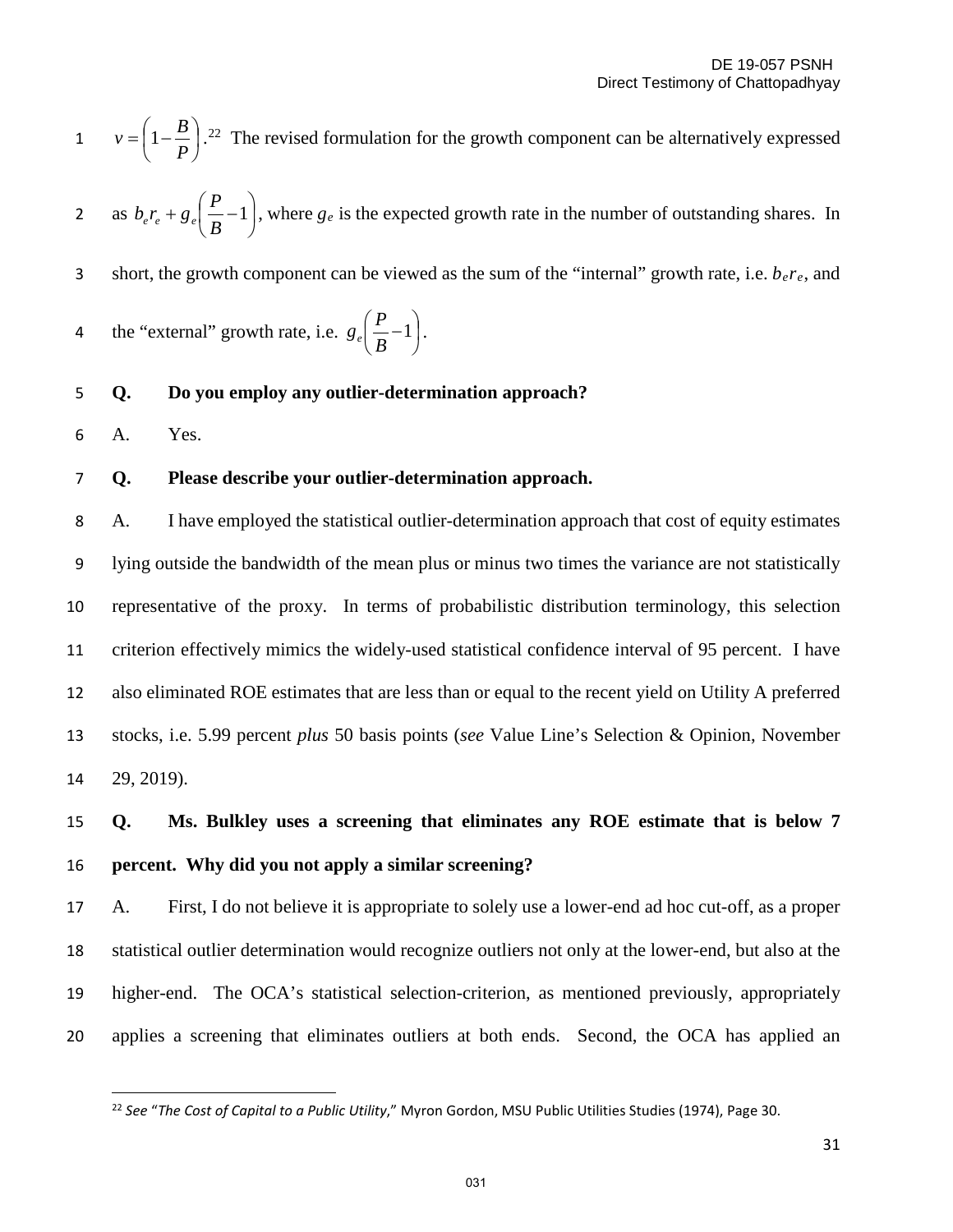$v = \left(1 - \frac{B}{P}\right)$.[22] The revised formulation for the growth component can be alternatively expressed as $b_e r_e + g_e\left(\frac{P}{B} - 1\right)$, where $g_e$ is the expected growth rate in the number of outstanding shares. In short, the growth component can be viewed as the sum of the "internal" growth rate, i.e. $b_e r_e$, and the "external" growth rate, i.e. $g_e\left(\frac{P}{B} - 1\right)$.

**Q. Do you employ any outlier-determination approach?**

A. Yes.

**Q. Please describe your outlier-determination approach.**

A. I have employed the statistical outlier-determination approach that cost of equity estimates lying outside the bandwidth of the mean plus or minus two times the variance are not statistically representative of the proxy. In terms of probabilistic distribution terminology, this selection criterion effectively mimics the widely-used statistical confidence interval of 95 percent. I have also eliminated ROE estimates that are less than or equal to the recent yield on Utility A preferred stocks, i.e. 5.99 percent *plus* 50 basis points (*see* Value Line's Selection & Opinion, November 29, 2019).

**Q. Ms. Bulkley uses a screening that eliminates any ROE estimate that is below 7 percent. Why did you not apply a similar screening?**

A. First, I do not believe it is appropriate to solely use a lower-end ad hoc cut-off, as a proper statistical outlier determination would recognize outliers not only at the lower-end, but also at the higher-end. The OCA's statistical selection-criterion, as mentioned previously, appropriately applies a screening that eliminates outliers at both ends. Second, the OCA has applied an

[22] *See* "*The Cost of Capital to a Public Utility*," Myron Gordon, MSU Public Utilities Studies (1974), Page 30.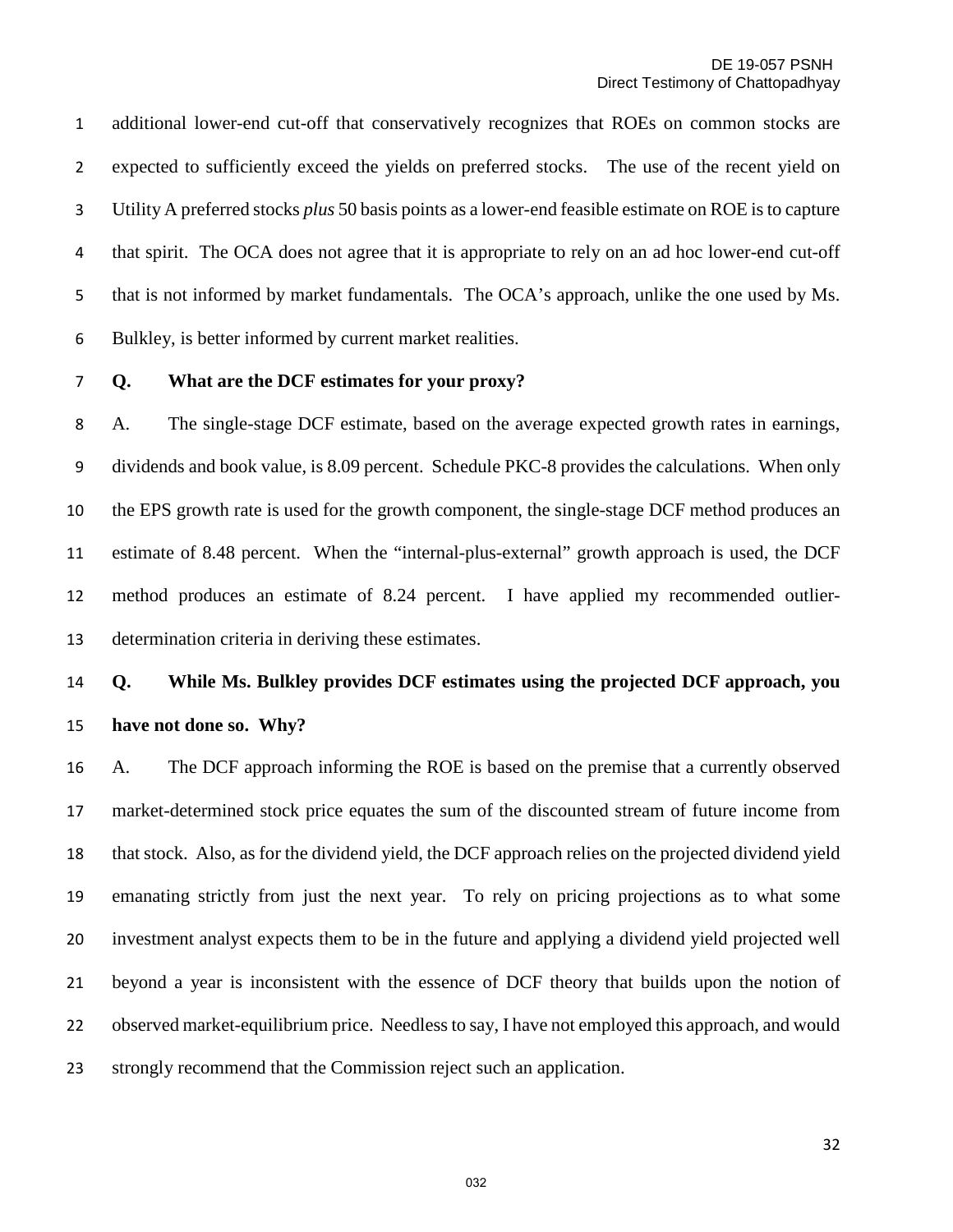additional lower-end cut-off that conservatively recognizes that ROEs on common stocks are expected to sufficiently exceed the yields on preferred stocks. The use of the recent yield on Utility A preferred stocks *plus* 50 basis points as a lower-end feasible estimate on ROE is to capture that spirit. The OCA does not agree that it is appropriate to rely on an ad hoc lower-end cut-off that is not informed by market fundamentals. The OCA's approach, unlike the one used by Ms. Bulkley, is better informed by current market realities.

**Q. What are the DCF estimates for your proxy?**

A. The single-stage DCF estimate, based on the average expected growth rates in earnings, dividends and book value, is 8.09 percent. Schedule PKC-8 provides the calculations. When only the EPS growth rate is used for the growth component, the single-stage DCF method produces an estimate of 8.48 percent. When the "internal-plus-external" growth approach is used, the DCF method produces an estimate of 8.24 percent. I have applied my recommended outlier-determination criteria in deriving these estimates.

**Q. While Ms. Bulkley provides DCF estimates using the projected DCF approach, you have not done so. Why?**

A. The DCF approach informing the ROE is based on the premise that a currently observed market-determined stock price equates the sum of the discounted stream of future income from that stock. Also, as for the dividend yield, the DCF approach relies on the projected dividend yield emanating strictly from just the next year. To rely on pricing projections as to what some investment analyst expects them to be in the future and applying a dividend yield projected well beyond a year is inconsistent with the essence of DCF theory that builds upon the notion of observed market-equilibrium price. Needless to say, I have not employed this approach, and would strongly recommend that the Commission reject such an application.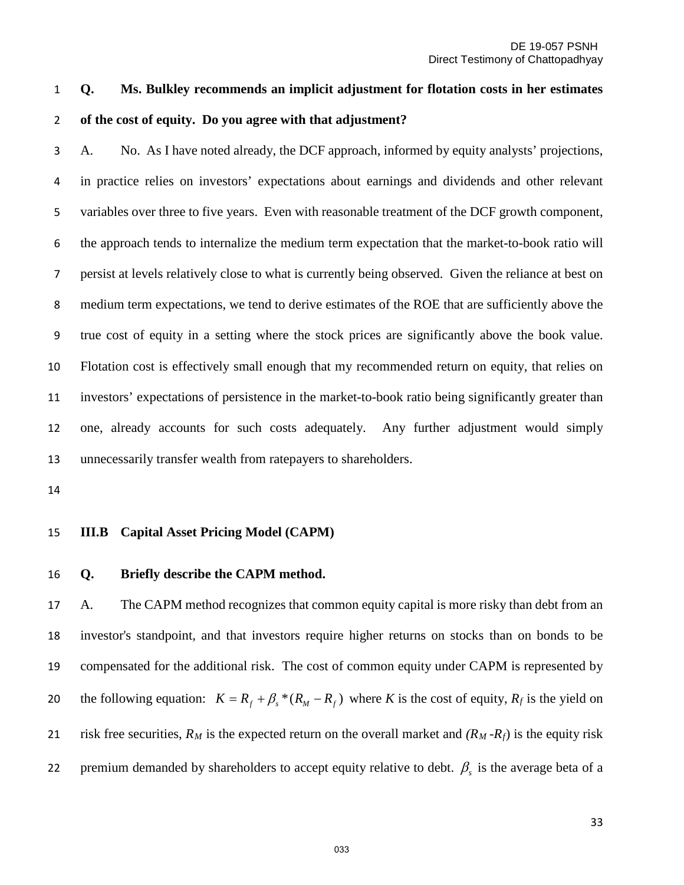**Q. Ms. Bulkley recommends an implicit adjustment for flotation costs in her estimates of the cost of equity. Do you agree with that adjustment?**

A. No. As I have noted already, the DCF approach, informed by equity analysts' projections, in practice relies on investors' expectations about earnings and dividends and other relevant variables over three to five years. Even with reasonable treatment of the DCF growth component, the approach tends to internalize the medium term expectation that the market-to-book ratio will persist at levels relatively close to what is currently being observed. Given the reliance at best on medium term expectations, we tend to derive estimates of the ROE that are sufficiently above the true cost of equity in a setting where the stock prices are significantly above the book value. Flotation cost is effectively small enough that my recommended return on equity, that relies on investors' expectations of persistence in the market-to-book ratio being significantly greater than one, already accounts for such costs adequately. Any further adjustment would simply unnecessarily transfer wealth from ratepayers to shareholders.

### III.B Capital Asset Pricing Model (CAPM)

**Q. Briefly describe the CAPM method.**

A. The CAPM method recognizes that common equity capital is more risky than debt from an investor's standpoint, and that investors require higher returns on stocks than on bonds to be compensated for the additional risk. The cost of common equity under CAPM is represented by the following equation: $K = R_f + \beta_s * (R_M - R_f)$ where $K$ is the cost of equity, $R_f$ is the yield on risk free securities, $R_M$ is the expected return on the overall market and $(R_M - R_f)$ is the equity risk premium demanded by shareholders to accept equity relative to debt. $\beta_s$ is the average beta of a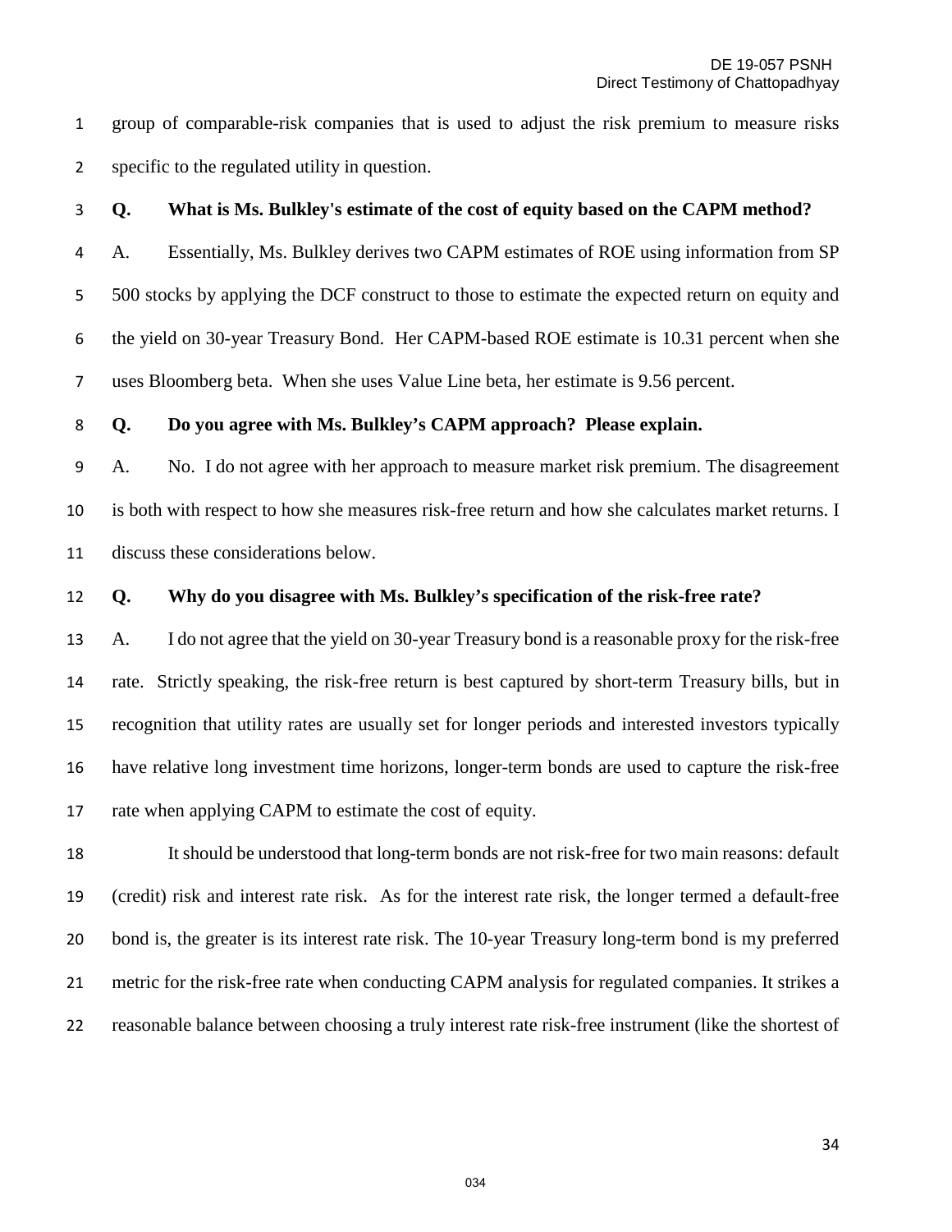group of comparable-risk companies that is used to adjust the risk premium to measure risks specific to the regulated utility in question.

**Q. What is Ms. Bulkley's estimate of the cost of equity based on the CAPM method?**

A. Essentially, Ms. Bulkley derives two CAPM estimates of ROE using information from SP 500 stocks by applying the DCF construct to those to estimate the expected return on equity and the yield on 30-year Treasury Bond. Her CAPM-based ROE estimate is 10.31 percent when she uses Bloomberg beta. When she uses Value Line beta, her estimate is 9.56 percent.

**Q. Do you agree with Ms. Bulkley's CAPM approach? Please explain.**

A. No. I do not agree with her approach to measure market risk premium. The disagreement is both with respect to how she measures risk-free return and how she calculates market returns. I discuss these considerations below.

**Q. Why do you disagree with Ms. Bulkley's specification of the risk-free rate?**

A. I do not agree that the yield on 30-year Treasury bond is a reasonable proxy for the risk-free rate. Strictly speaking, the risk-free return is best captured by short-term Treasury bills, but in recognition that utility rates are usually set for longer periods and interested investors typically have relative long investment time horizons, longer-term bonds are used to capture the risk-free rate when applying CAPM to estimate the cost of equity.

It should be understood that long-term bonds are not risk-free for two main reasons: default (credit) risk and interest rate risk. As for the interest rate risk, the longer termed a default-free bond is, the greater is its interest rate risk. The 10-year Treasury long-term bond is my preferred metric for the risk-free rate when conducting CAPM analysis for regulated companies. It strikes a reasonable balance between choosing a truly interest rate risk-free instrument (like the shortest of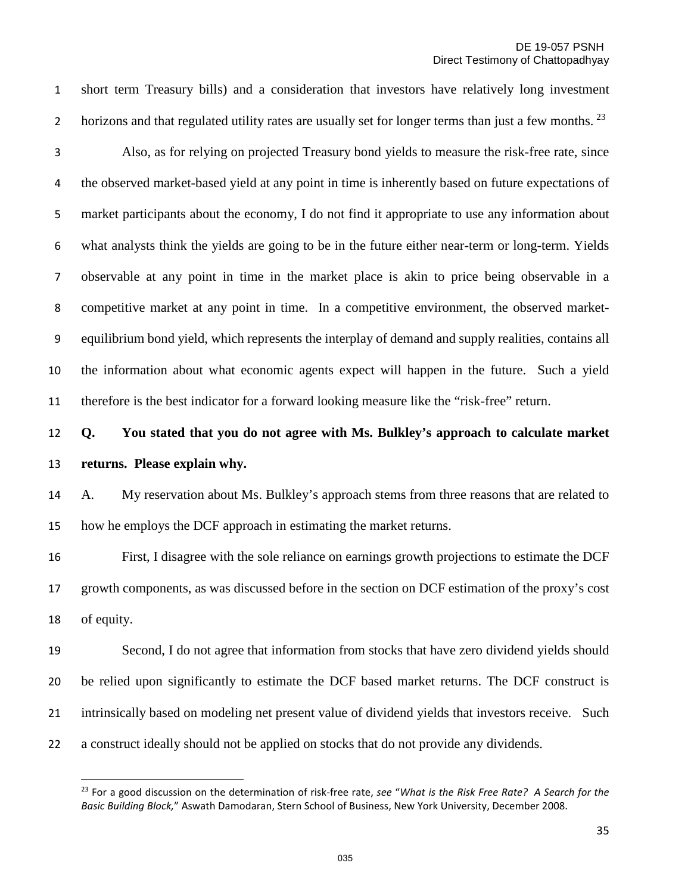short term Treasury bills) and a consideration that investors have relatively long investment horizons and that regulated utility rates are usually set for longer terms than just a few months. [23]

Also, as for relying on projected Treasury bond yields to measure the risk-free rate, since the observed market-based yield at any point in time is inherently based on future expectations of market participants about the economy, I do not find it appropriate to use any information about what analysts think the yields are going to be in the future either near-term or long-term. Yields observable at any point in time in the market place is akin to price being observable in a competitive market at any point in time. In a competitive environment, the observed market-equilibrium bond yield, which represents the interplay of demand and supply realities, contains all the information about what economic agents expect will happen in the future. Such a yield therefore is the best indicator for a forward looking measure like the "risk-free" return.

**Q. You stated that you do not agree with Ms. Bulkley's approach to calculate market returns. Please explain why.**

A. My reservation about Ms. Bulkley's approach stems from three reasons that are related to how he employs the DCF approach in estimating the market returns.

First, I disagree with the sole reliance on earnings growth projections to estimate the DCF growth components, as was discussed before in the section on DCF estimation of the proxy's cost of equity.

Second, I do not agree that information from stocks that have zero dividend yields should be relied upon significantly to estimate the DCF based market returns. The DCF construct is intrinsically based on modeling net present value of dividend yields that investors receive. Such a construct ideally should not be applied on stocks that do not provide any dividends.

---

[23] For a good discussion on the determination of risk-free rate, *see* "*What is the Risk Free Rate? A Search for the Basic Building Block,*" Aswath Damodaran, Stern School of Business, New York University, December 2008.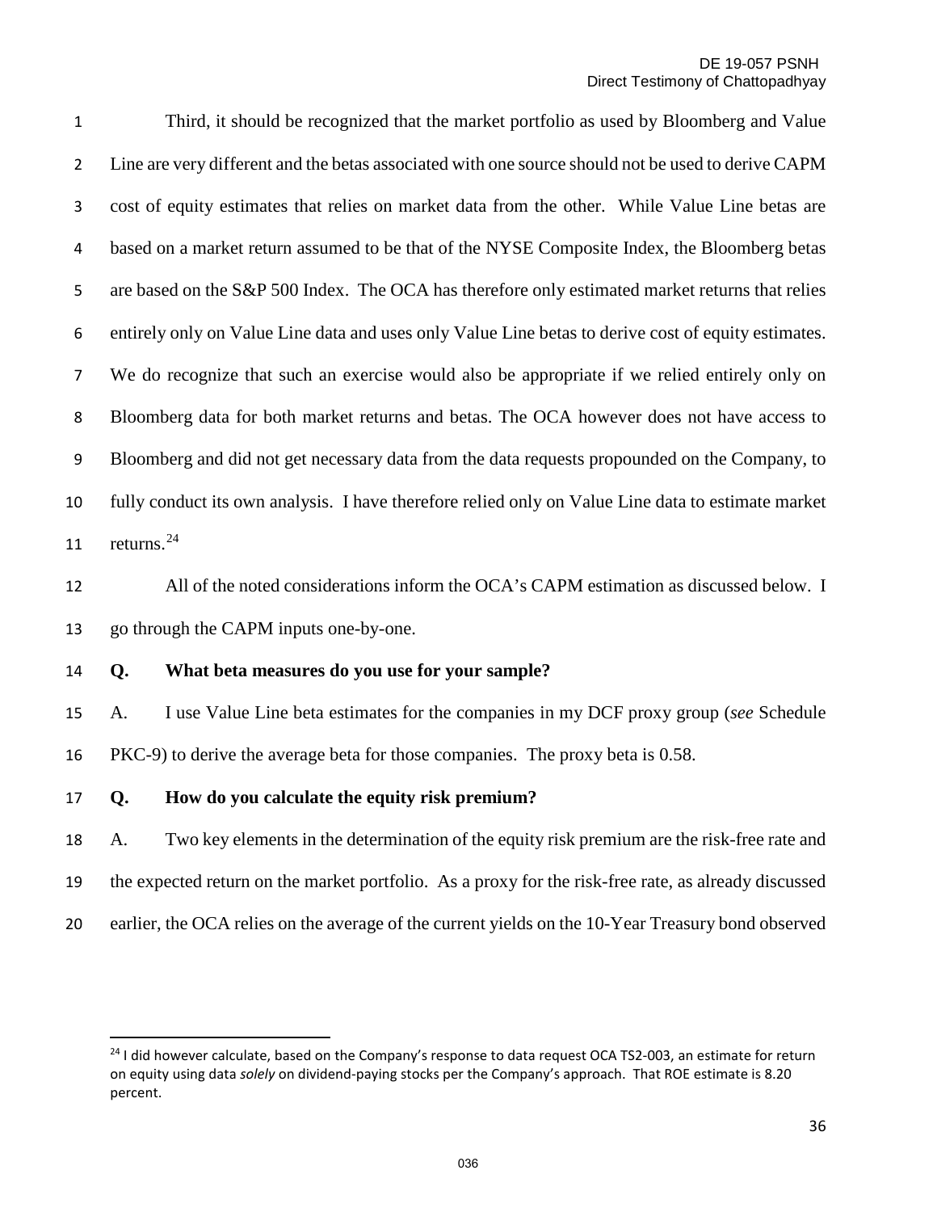Third, it should be recognized that the market portfolio as used by Bloomberg and Value Line are very different and the betas associated with one source should not be used to derive CAPM cost of equity estimates that relies on market data from the other. While Value Line betas are based on a market return assumed to be that of the NYSE Composite Index, the Bloomberg betas are based on the S&P 500 Index. The OCA has therefore only estimated market returns that relies entirely only on Value Line data and uses only Value Line betas to derive cost of equity estimates. We do recognize that such an exercise would also be appropriate if we relied entirely only on Bloomberg data for both market returns and betas. The OCA however does not have access to Bloomberg and did not get necessary data from the data requests propounded on the Company, to fully conduct its own analysis. I have therefore relied only on Value Line data to estimate market returns.[24]

All of the noted considerations inform the OCA's CAPM estimation as discussed below. I go through the CAPM inputs one-by-one.

**Q. What beta measures do you use for your sample?**

A. I use Value Line beta estimates for the companies in my DCF proxy group (*see* Schedule PKC-9) to derive the average beta for those companies. The proxy beta is 0.58.

**Q. How do you calculate the equity risk premium?**

A. Two key elements in the determination of the equity risk premium are the risk-free rate and the expected return on the market portfolio. As a proxy for the risk-free rate, as already discussed earlier, the OCA relies on the average of the current yields on the 10-Year Treasury bond observed

---

[24] I did however calculate, based on the Company's response to data request OCA TS2-003, an estimate for return on equity using data *solely* on dividend-paying stocks per the Company's approach. That ROE estimate is 8.20 percent.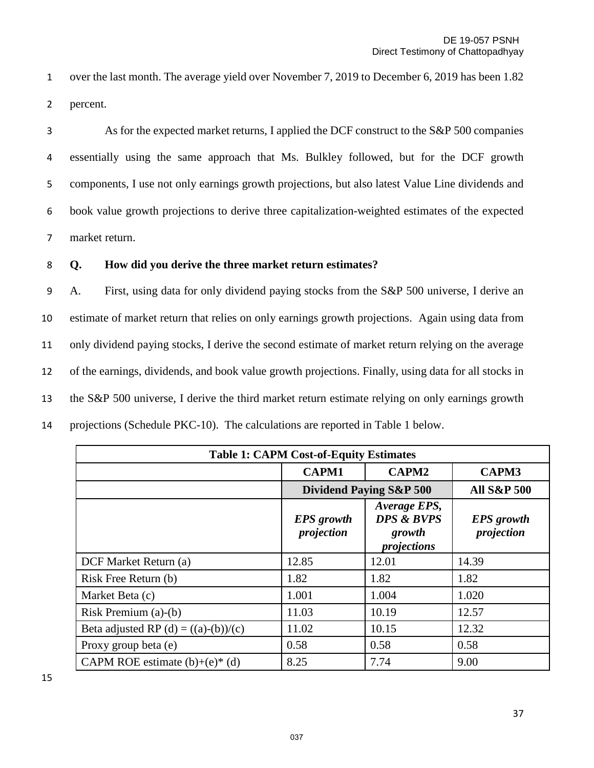over the last month. The average yield over November 7, 2019 to December 6, 2019 has been 1.82 percent.

As for the expected market returns, I applied the DCF construct to the S&P 500 companies essentially using the same approach that Ms. Bulkley followed, but for the DCF growth components, I use not only earnings growth projections, but also latest Value Line dividends and book value growth projections to derive three capitalization-weighted estimates of the expected market return.

**Q. How did you derive the three market return estimates?**

A. First, using data for only dividend paying stocks from the S&P 500 universe, I derive an estimate of market return that relies on only earnings growth projections. Again using data from only dividend paying stocks, I derive the second estimate of market return relying on the average of the earnings, dividends, and book value growth projections. Finally, using data for all stocks in the S&P 500 universe, I derive the third market return estimate relying on only earnings growth projections (Schedule PKC-10). The calculations are reported in Table 1 below.

| **Table 1: CAPM Cost-of-Equity Estimates** | | | |
|---|---|---|---|
| | **CAPM1** | **CAPM2** | **CAPM3** |
| | **Dividend Paying S&P 500** | | **All S&P 500** |
| | ***EPS growth projection*** | ***Average EPS, DPS & BVPS growth projections*** | ***EPS growth projection*** |
| DCF Market Return (a) | 12.85 | 12.01 | 14.39 |
| Risk Free Return (b) | 1.82 | 1.82 | 1.82 |
| Market Beta (c) | 1.001 | 1.004 | 1.020 |
| Risk Premium (a)-(b) | 11.03 | 10.19 | 12.57 |
| Beta adjusted RP (d) = ((a)-(b))/(c) | 11.02 | 10.15 | 12.32 |
| Proxy group beta (e) | 0.58 | 0.58 | 0.58 |
| CAPM ROE estimate (b)+(e)* (d) | 8.25 | 7.74 | 9.00 |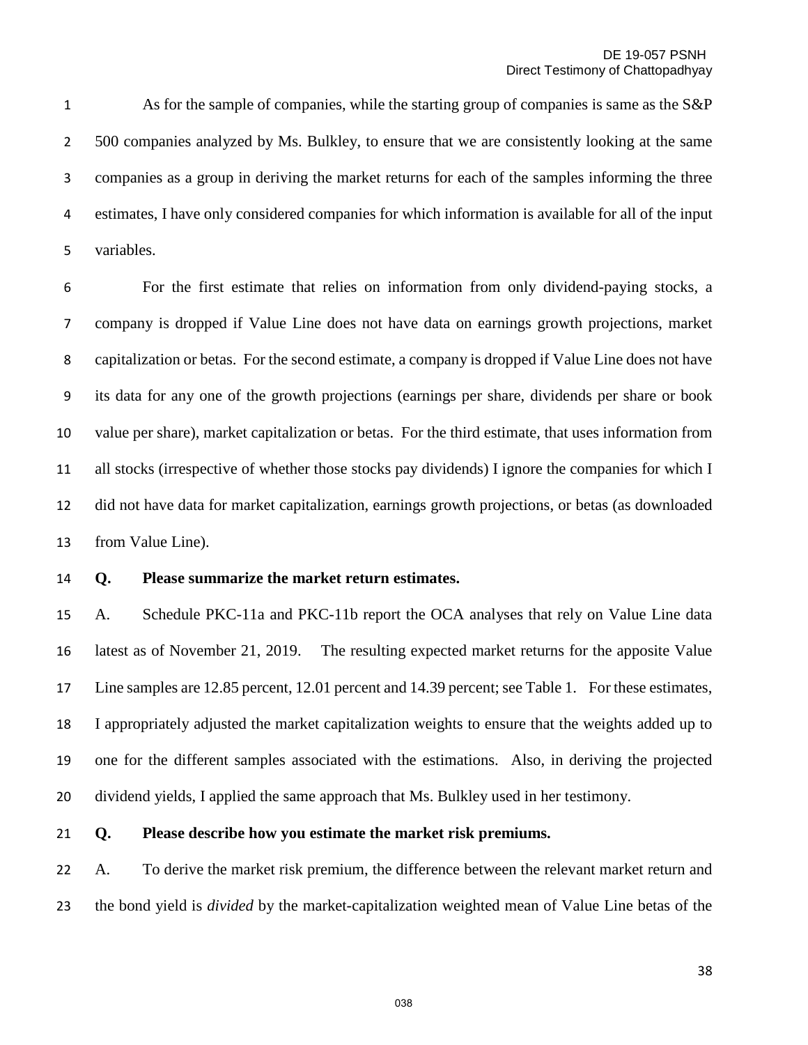As for the sample of companies, while the starting group of companies is same as the S&P 500 companies analyzed by Ms. Bulkley, to ensure that we are consistently looking at the same companies as a group in deriving the market returns for each of the samples informing the three estimates, I have only considered companies for which information is available for all of the input variables.

For the first estimate that relies on information from only dividend-paying stocks, a company is dropped if Value Line does not have data on earnings growth projections, market capitalization or betas. For the second estimate, a company is dropped if Value Line does not have its data for any one of the growth projections (earnings per share, dividends per share or book value per share), market capitalization or betas. For the third estimate, that uses information from all stocks (irrespective of whether those stocks pay dividends) I ignore the companies for which I did not have data for market capitalization, earnings growth projections, or betas (as downloaded from Value Line).

**Q. Please summarize the market return estimates.**

A. Schedule PKC-11a and PKC-11b report the OCA analyses that rely on Value Line data latest as of November 21, 2019. The resulting expected market returns for the apposite Value Line samples are 12.85 percent, 12.01 percent and 14.39 percent; see Table 1. For these estimates, I appropriately adjusted the market capitalization weights to ensure that the weights added up to one for the different samples associated with the estimations. Also, in deriving the projected dividend yields, I applied the same approach that Ms. Bulkley used in her testimony.

**Q. Please describe how you estimate the market risk premiums.**

A. To derive the market risk premium, the difference between the relevant market return and the bond yield is *divided* by the market-capitalization weighted mean of Value Line betas of the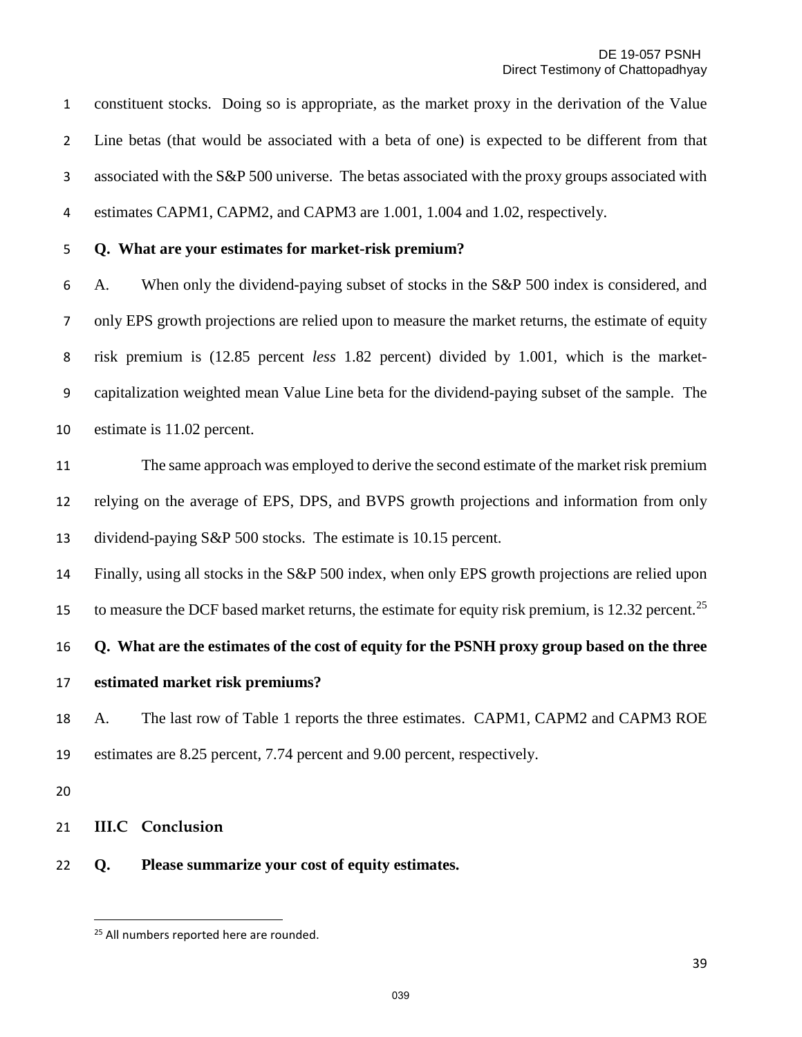constituent stocks. Doing so is appropriate, as the market proxy in the derivation of the Value Line betas (that would be associated with a beta of one) is expected to be different from that associated with the S&P 500 universe. The betas associated with the proxy groups associated with estimates CAPM1, CAPM2, and CAPM3 are 1.001, 1.004 and 1.02, respectively.

**Q. What are your estimates for market-risk premium?**

A. When only the dividend-paying subset of stocks in the S&P 500 index is considered, and only EPS growth projections are relied upon to measure the market returns, the estimate of equity risk premium is (12.85 percent *less* 1.82 percent) divided by 1.001, which is the market-capitalization weighted mean Value Line beta for the dividend-paying subset of the sample. The estimate is 11.02 percent.

The same approach was employed to derive the second estimate of the market risk premium relying on the average of EPS, DPS, and BVPS growth projections and information from only dividend-paying S&P 500 stocks. The estimate is 10.15 percent.

Finally, using all stocks in the S&P 500 index, when only EPS growth projections are relied upon to measure the DCF based market returns, the estimate for equity risk premium, is 12.32 percent.[25]

**Q. What are the estimates of the cost of equity for the PSNH proxy group based on the three estimated market risk premiums?**

A. The last row of Table 1 reports the three estimates. CAPM1, CAPM2 and CAPM3 ROE estimates are 8.25 percent, 7.74 percent and 9.00 percent, respectively.

## III.C Conclusion

**Q. Please summarize your cost of equity estimates.**

[25] All numbers reported here are rounded.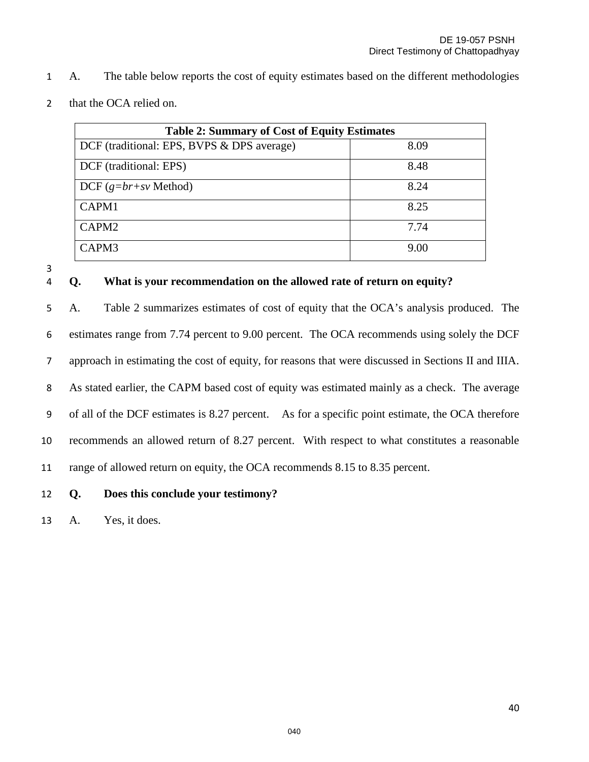A. The table below reports the cost of equity estimates based on the different methodologies that the OCA relied on.

| Table 2: Summary of Cost of Equity Estimates | |
|---|---|
| DCF (traditional: EPS, BVPS & DPS average) | 8.09 |
| DCF (traditional: EPS) | 8.48 |
| DCF ($g=br+sv$ Method) | 8.24 |
| CAPM1 | 8.25 |
| CAPM2 | 7.74 |
| CAPM3 | 9.00 |

**Q. What is your recommendation on the allowed rate of return on equity?**

A. Table 2 summarizes estimates of cost of equity that the OCA's analysis produced. The estimates range from 7.74 percent to 9.00 percent. The OCA recommends using solely the DCF approach in estimating the cost of equity, for reasons that were discussed in Sections II and IIIA. As stated earlier, the CAPM based cost of equity was estimated mainly as a check. The average of all of the DCF estimates is 8.27 percent. As for a specific point estimate, the OCA therefore recommends an allowed return of 8.27 percent. With respect to what constitutes a reasonable range of allowed return on equity, the OCA recommends 8.15 to 8.35 percent.

**Q. Does this conclude your testimony?**

A. Yes, it does.